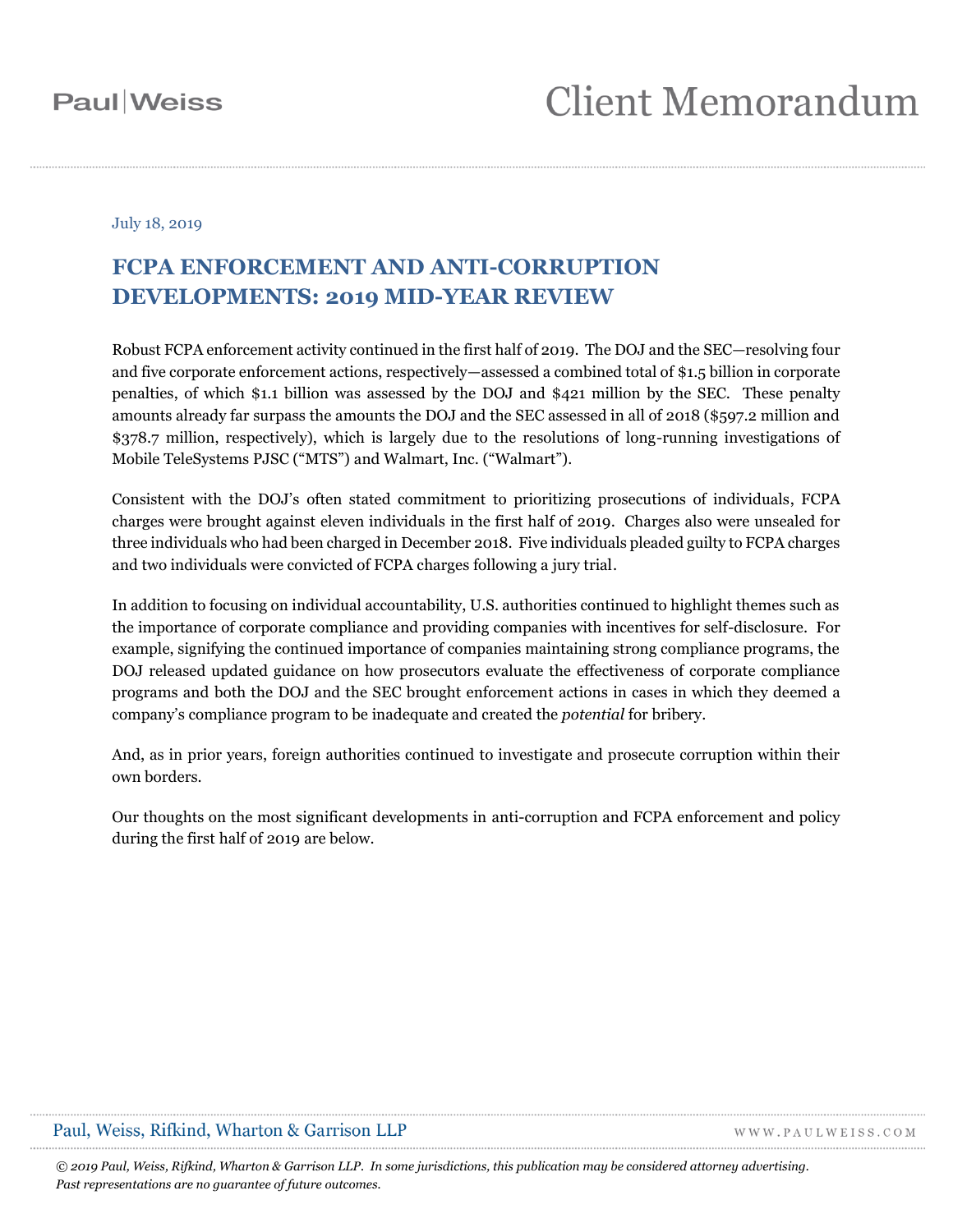Paul|Weiss

# Client Memorandum

July 18, 2019

## FCPA ENFORCEMENT AND ANTI-CORRUPTION DEVELOPMENTS: 2019 MID-YEAR REVIEW

Robust FCPA enforcement activity continued in the first half of 2019. The DOJ and the SEC—resolving four and five corporate enforcement actions, respectively—assessed a combined total of $1.5 billion in corporate penalties, of which $1.1 billion was assessed by the DOJ and $421 million by the SEC. These penalty amounts already far surpass the amounts the DOJ and the SEC assessed in all of 2018 ($597.2 million and $378.7 million, respectively), which is largely due to the resolutions of long-running investigations of Mobile TeleSystems PJSC ("MTS") and Walmart, Inc. ("Walmart").

Consistent with the DOJ's often stated commitment to prioritizing prosecutions of individuals, FCPA charges were brought against eleven individuals in the first half of 2019. Charges also were unsealed for three individuals who had been charged in December 2018. Five individuals pleaded guilty to FCPA charges and two individuals were convicted of FCPA charges following a jury trial.

In addition to focusing on individual accountability, U.S. authorities continued to highlight themes such as the importance of corporate compliance and providing companies with incentives for self-disclosure. For example, signifying the continued importance of companies maintaining strong compliance programs, the DOJ released updated guidance on how prosecutors evaluate the effectiveness of corporate compliance programs and both the DOJ and the SEC brought enforcement actions in cases in which they deemed a company's compliance program to be inadequate and created the *potential* for bribery.

And, as in prior years, foreign authorities continued to investigate and prosecute corruption within their own borders.

Our thoughts on the most significant developments in anti-corruption and FCPA enforcement and policy during the first half of 2019 are below.

*© 2019 Paul, Weiss, Rifkind, Wharton & Garrison LLP. In some jurisdictions, this publication may be considered attorney advertising. Past representations are no guarantee of future outcomes.*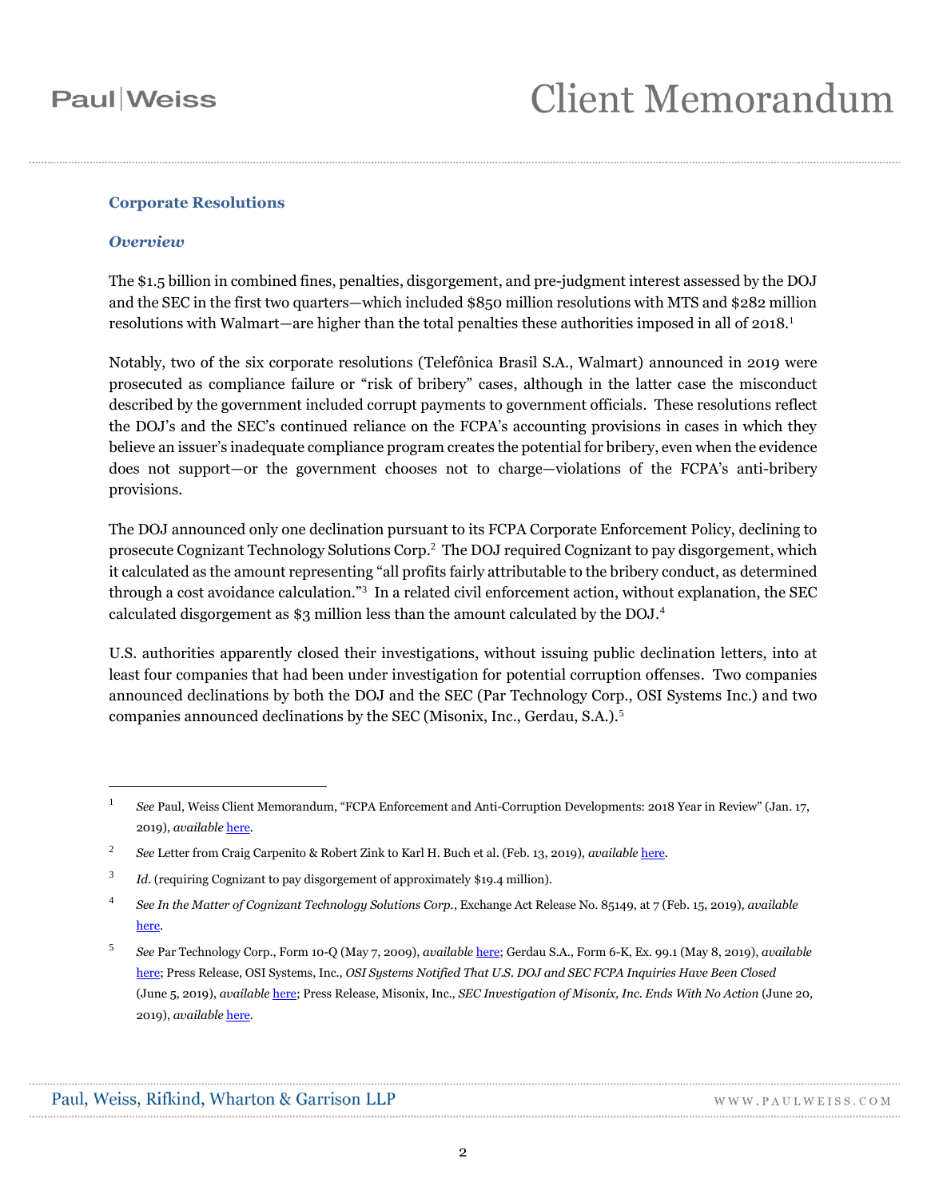## Corporate Resolutions

### *Overview*

The $1.5 billion in combined fines, penalties, disgorgement, and pre-judgment interest assessed by the DOJ and the SEC in the first two quarters—which included $850 million resolutions with MTS and $282 million resolutions with Walmart—are higher than the total penalties these authorities imposed in all of 2018.[1]

Notably, two of the six corporate resolutions (Telefônica Brasil S.A., Walmart) announced in 2019 were prosecuted as compliance failure or "risk of bribery" cases, although in the latter case the misconduct described by the government included corrupt payments to government officials. These resolutions reflect the DOJ's and the SEC's continued reliance on the FCPA's accounting provisions in cases in which they believe an issuer's inadequate compliance program creates the potential for bribery, even when the evidence does not support—or the government chooses not to charge—violations of the FCPA's anti-bribery provisions.

The DOJ announced only one declination pursuant to its FCPA Corporate Enforcement Policy, declining to prosecute Cognizant Technology Solutions Corp.[2] The DOJ required Cognizant to pay disgorgement, which it calculated as the amount representing "all profits fairly attributable to the bribery conduct, as determined through a cost avoidance calculation."[3] In a related civil enforcement action, without explanation, the SEC calculated disgorgement as $3 million less than the amount calculated by the DOJ.[4]

U.S. authorities apparently closed their investigations, without issuing public declination letters, into at least four companies that had been under investigation for potential corruption offenses. Two companies announced declinations by both the DOJ and the SEC (Par Technology Corp., OSI Systems Inc.) and two companies announced declinations by the SEC (Misonix, Inc., Gerdau, S.A.).[5]

---

[1] *See* Paul, Weiss Client Memorandum, "FCPA Enforcement and Anti-Corruption Developments: 2018 Year in Review" (Jan. 17, 2019), *available* here.

[2] *See* Letter from Craig Carpenito & Robert Zink to Karl H. Buch et al. (Feb. 13, 2019), *available* here.

[3] *Id.* (requiring Cognizant to pay disgorgement of approximately $19.4 million).

[4] *See In the Matter of Cognizant Technology Solutions Corp.*, Exchange Act Release No. 85149, at 7 (Feb. 15, 2019), *available* here.

[5] *See* Par Technology Corp., Form 10-Q (May 7, 2009), *available* here; Gerdau S.A., Form 6-K, Ex. 99.1 (May 8, 2019), *available* here; Press Release, OSI Systems, Inc., *OSI Systems Notified That U.S. DOJ and SEC FCPA Inquiries Have Been Closed* (June 5, 2019), *available* here; Press Release, Misonix, Inc., *SEC Investigation of Misonix, Inc. Ends With No Action* (June 20, 2019), *available* here.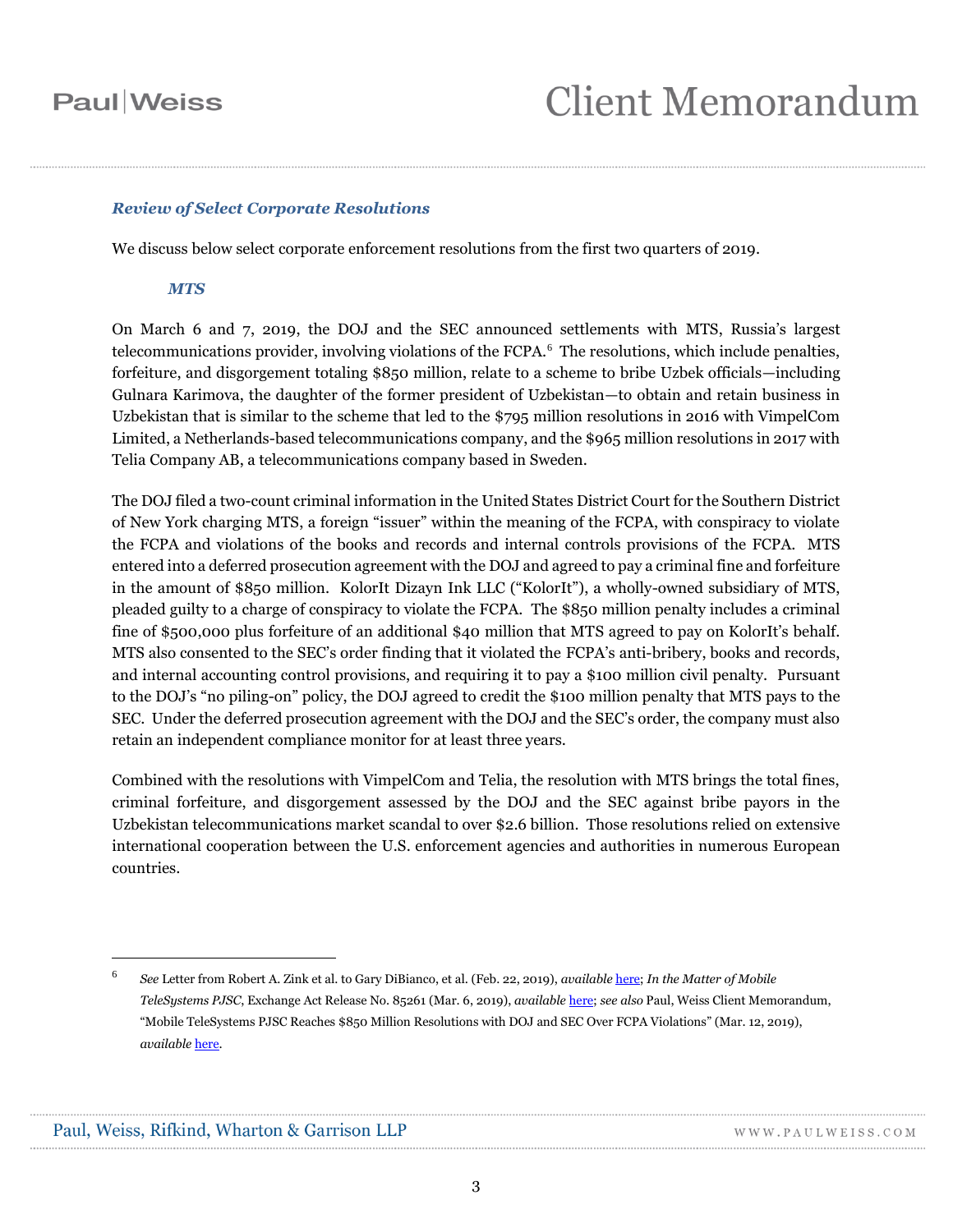### *Review of Select Corporate Resolutions*

We discuss below select corporate enforcement resolutions from the first two quarters of 2019.

#### *MTS*

On March 6 and 7, 2019, the DOJ and the SEC announced settlements with MTS, Russia's largest telecommunications provider, involving violations of the FCPA.[6] The resolutions, which include penalties, forfeiture, and disgorgement totaling $850 million, relate to a scheme to bribe Uzbek officials—including Gulnara Karimova, the daughter of the former president of Uzbekistan—to obtain and retain business in Uzbekistan that is similar to the scheme that led to the $795 million resolutions in 2016 with VimpelCom Limited, a Netherlands-based telecommunications company, and the $965 million resolutions in 2017 with Telia Company AB, a telecommunications company based in Sweden.

The DOJ filed a two-count criminal information in the United States District Court for the Southern District of New York charging MTS, a foreign "issuer" within the meaning of the FCPA, with conspiracy to violate the FCPA and violations of the books and records and internal controls provisions of the FCPA. MTS entered into a deferred prosecution agreement with the DOJ and agreed to pay a criminal fine and forfeiture in the amount of $850 million. KolorIt Dizayn Ink LLC ("KolorIt"), a wholly-owned subsidiary of MTS, pleaded guilty to a charge of conspiracy to violate the FCPA. The $850 million penalty includes a criminal fine of $500,000 plus forfeiture of an additional $40 million that MTS agreed to pay on KolorIt's behalf. MTS also consented to the SEC's order finding that it violated the FCPA's anti-bribery, books and records, and internal accounting control provisions, and requiring it to pay a $100 million civil penalty. Pursuant to the DOJ's "no piling-on" policy, the DOJ agreed to credit the $100 million penalty that MTS pays to the SEC. Under the deferred prosecution agreement with the DOJ and the SEC's order, the company must also retain an independent compliance monitor for at least three years.

Combined with the resolutions with VimpelCom and Telia, the resolution with MTS brings the total fines, criminal forfeiture, and disgorgement assessed by the DOJ and the SEC against bribe payors in the Uzbekistan telecommunications market scandal to over $2.6 billion. Those resolutions relied on extensive international cooperation between the U.S. enforcement agencies and authorities in numerous European countries.

---

[6] *See* Letter from Robert A. Zink et al. to Gary DiBianco, et al. (Feb. 22, 2019), *available* here; *In the Matter of Mobile TeleSystems PJSC*, Exchange Act Release No. 85261 (Mar. 6, 2019), *available* here; *see also* Paul, Weiss Client Memorandum, "Mobile TeleSystems PJSC Reaches $850 Million Resolutions with DOJ and SEC Over FCPA Violations" (Mar. 12, 2019), *available* here.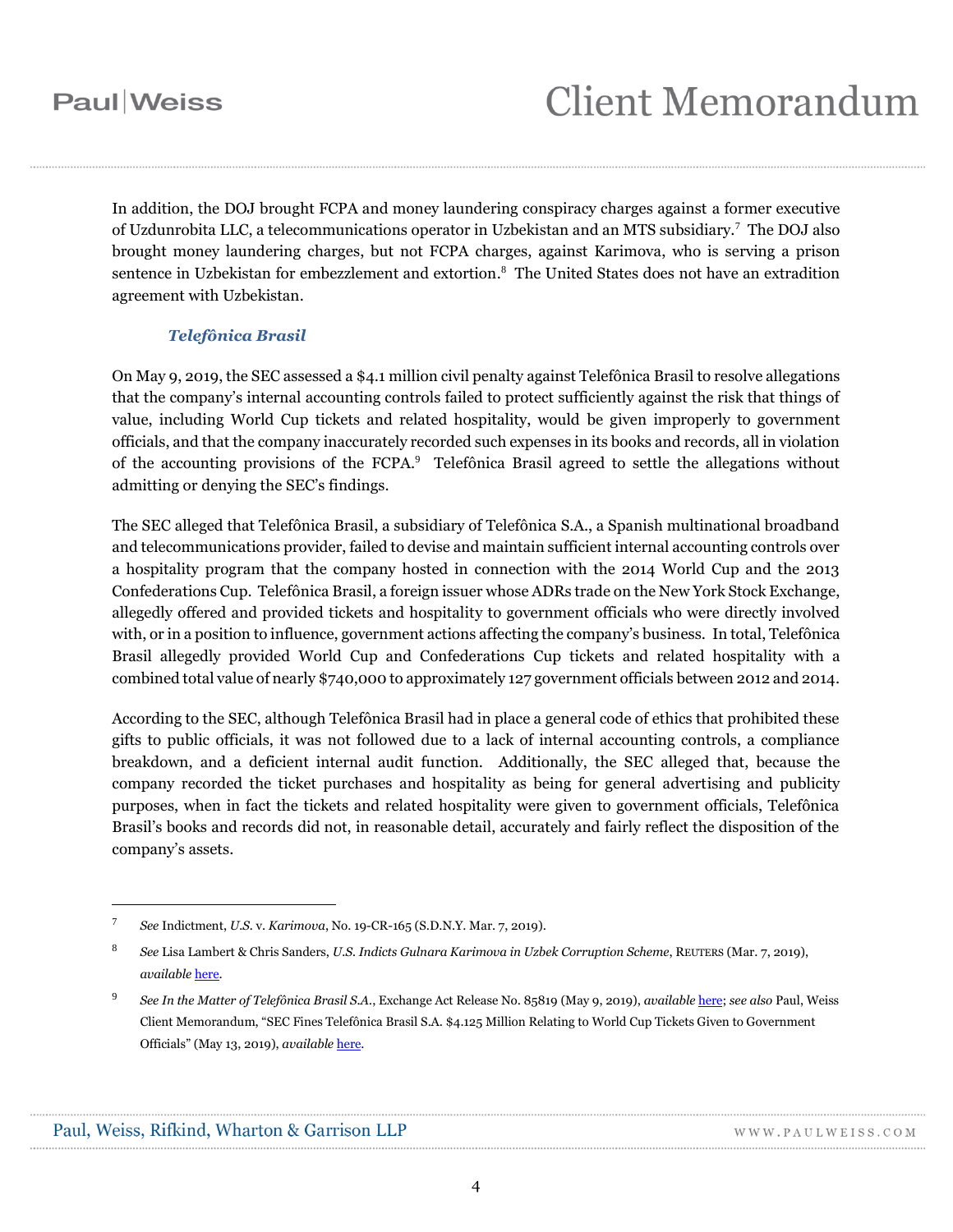In addition, the DOJ brought FCPA and money laundering conspiracy charges against a former executive of Uzdunrobita LLC, a telecommunications operator in Uzbekistan and an MTS subsidiary.[7] The DOJ also brought money laundering charges, but not FCPA charges, against Karimova, who is serving a prison sentence in Uzbekistan for embezzlement and extortion.[8] The United States does not have an extradition agreement with Uzbekistan.

### *Telefônica Brasil*

On May 9, 2019, the SEC assessed a $4.1 million civil penalty against Telefônica Brasil to resolve allegations that the company's internal accounting controls failed to protect sufficiently against the risk that things of value, including World Cup tickets and related hospitality, would be given improperly to government officials, and that the company inaccurately recorded such expenses in its books and records, all in violation of the accounting provisions of the FCPA.[9] Telefônica Brasil agreed to settle the allegations without admitting or denying the SEC's findings.

The SEC alleged that Telefônica Brasil, a subsidiary of Telefônica S.A., a Spanish multinational broadband and telecommunications provider, failed to devise and maintain sufficient internal accounting controls over a hospitality program that the company hosted in connection with the 2014 World Cup and the 2013 Confederations Cup. Telefônica Brasil, a foreign issuer whose ADRs trade on the New York Stock Exchange, allegedly offered and provided tickets and hospitality to government officials who were directly involved with, or in a position to influence, government actions affecting the company's business. In total, Telefônica Brasil allegedly provided World Cup and Confederations Cup tickets and related hospitality with a combined total value of nearly $740,000 to approximately 127 government officials between 2012 and 2014.

According to the SEC, although Telefônica Brasil had in place a general code of ethics that prohibited these gifts to public officials, it was not followed due to a lack of internal accounting controls, a compliance breakdown, and a deficient internal audit function. Additionally, the SEC alleged that, because the company recorded the ticket purchases and hospitality as being for general advertising and publicity purposes, when in fact the tickets and related hospitality were given to government officials, Telefônica Brasil's books and records did not, in reasonable detail, accurately and fairly reflect the disposition of the company's assets.

---

[7] *See* Indictment, *U.S.* v. *Karimova*, No. 19-CR-165 (S.D.N.Y. Mar. 7, 2019).

[8] *See* Lisa Lambert & Chris Sanders, *U.S. Indicts Gulnara Karimova in Uzbek Corruption Scheme*, REUTERS (Mar. 7, 2019), *available* here.

[9] *See In the Matter of Telefônica Brasil S.A.*, Exchange Act Release No. 85819 (May 9, 2019), *available* here; *see also* Paul, Weiss Client Memorandum, "SEC Fines Telefônica Brasil S.A. $4.125 Million Relating to World Cup Tickets Given to Government Officials" (May 13, 2019), *available* here.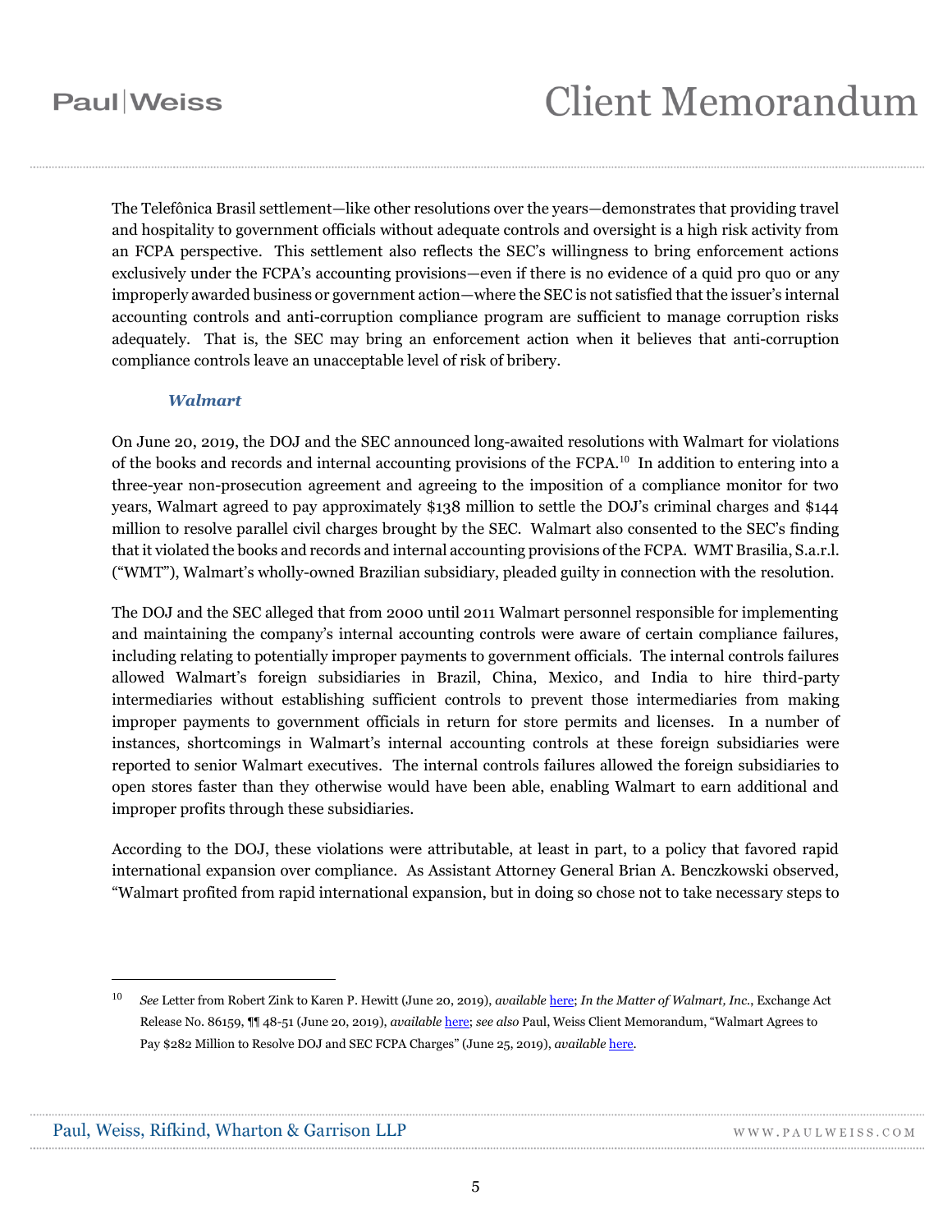The Telefônica Brasil settlement—like other resolutions over the years—demonstrates that providing travel and hospitality to government officials without adequate controls and oversight is a high risk activity from an FCPA perspective. This settlement also reflects the SEC's willingness to bring enforcement actions exclusively under the FCPA's accounting provisions—even if there is no evidence of a quid pro quo or any improperly awarded business or government action—where the SEC is not satisfied that the issuer's internal accounting controls and anti-corruption compliance program are sufficient to manage corruption risks adequately. That is, the SEC may bring an enforcement action when it believes that anti-corruption compliance controls leave an unacceptable level of risk of bribery.

### *Walmart*

On June 20, 2019, the DOJ and the SEC announced long-awaited resolutions with Walmart for violations of the books and records and internal accounting provisions of the FCPA.[10] In addition to entering into a three-year non-prosecution agreement and agreeing to the imposition of a compliance monitor for two years, Walmart agreed to pay approximately $138 million to settle the DOJ's criminal charges and $144 million to resolve parallel civil charges brought by the SEC. Walmart also consented to the SEC's finding that it violated the books and records and internal accounting provisions of the FCPA. WMT Brasilia, S.a.r.l. ("WMT"), Walmart's wholly-owned Brazilian subsidiary, pleaded guilty in connection with the resolution.

The DOJ and the SEC alleged that from 2000 until 2011 Walmart personnel responsible for implementing and maintaining the company's internal accounting controls were aware of certain compliance failures, including relating to potentially improper payments to government officials. The internal controls failures allowed Walmart's foreign subsidiaries in Brazil, China, Mexico, and India to hire third-party intermediaries without establishing sufficient controls to prevent those intermediaries from making improper payments to government officials in return for store permits and licenses. In a number of instances, shortcomings in Walmart's internal accounting controls at these foreign subsidiaries were reported to senior Walmart executives. The internal controls failures allowed the foreign subsidiaries to open stores faster than they otherwise would have been able, enabling Walmart to earn additional and improper profits through these subsidiaries.

According to the DOJ, these violations were attributable, at least in part, to a policy that favored rapid international expansion over compliance. As Assistant Attorney General Brian A. Benczkowski observed, "Walmart profited from rapid international expansion, but in doing so chose not to take necessary steps to

---

[10] *See* Letter from Robert Zink to Karen P. Hewitt (June 20, 2019), *available* here; *In the Matter of Walmart, Inc.*, Exchange Act Release No. 86159, ¶¶ 48-51 (June 20, 2019), *available* here; *see also* Paul, Weiss Client Memorandum, "Walmart Agrees to Pay $282 Million to Resolve DOJ and SEC FCPA Charges" (June 25, 2019), *available* here.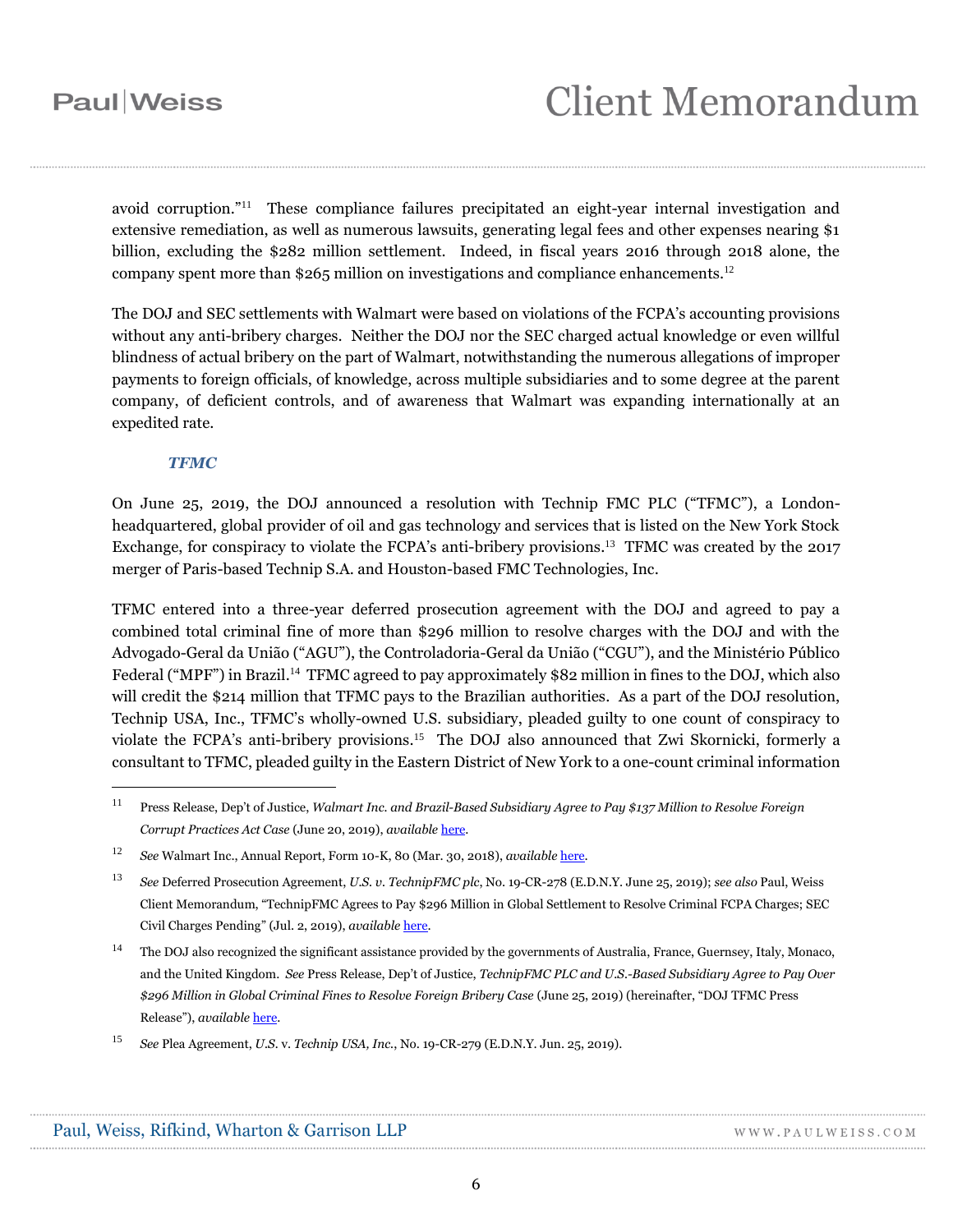avoid corruption."[11] These compliance failures precipitated an eight-year internal investigation and extensive remediation, as well as numerous lawsuits, generating legal fees and other expenses nearing $1 billion, excluding the $282 million settlement. Indeed, in fiscal years 2016 through 2018 alone, the company spent more than $265 million on investigations and compliance enhancements.[12]

The DOJ and SEC settlements with Walmart were based on violations of the FCPA's accounting provisions without any anti-bribery charges. Neither the DOJ nor the SEC charged actual knowledge or even willful blindness of actual bribery on the part of Walmart, notwithstanding the numerous allegations of improper payments to foreign officials, of knowledge, across multiple subsidiaries and to some degree at the parent company, of deficient controls, and of awareness that Walmart was expanding internationally at an expedited rate.

### *TFMC*

On June 25, 2019, the DOJ announced a resolution with Technip FMC PLC ("TFMC"), a London-headquartered, global provider of oil and gas technology and services that is listed on the New York Stock Exchange, for conspiracy to violate the FCPA's anti-bribery provisions.[13] TFMC was created by the 2017 merger of Paris-based Technip S.A. and Houston-based FMC Technologies, Inc.

TFMC entered into a three-year deferred prosecution agreement with the DOJ and agreed to pay a combined total criminal fine of more than $296 million to resolve charges with the DOJ and with the Advogado-Geral da União ("AGU"), the Controladoria-Geral da União ("CGU"), and the Ministério Público Federal ("MPF") in Brazil.[14] TFMC agreed to pay approximately $82 million in fines to the DOJ, which also will credit the $214 million that TFMC pays to the Brazilian authorities. As a part of the DOJ resolution, Technip USA, Inc., TFMC's wholly-owned U.S. subsidiary, pleaded guilty to one count of conspiracy to violate the FCPA's anti-bribery provisions.[15] The DOJ also announced that Zwi Skornicki, formerly a consultant to TFMC, pleaded guilty in the Eastern District of New York to a one-count criminal information

---

[11] Press Release, Dep't of Justice, *Walmart Inc. and Brazil-Based Subsidiary Agree to Pay $137 Million to Resolve Foreign Corrupt Practices Act Case* (June 20, 2019), *available* here.

[12] *See* Walmart Inc., Annual Report, Form 10-K, 80 (Mar. 30, 2018), *available* here.

[13] *See* Deferred Prosecution Agreement, *U.S. v. TechnipFMC plc*, No. 19-CR-278 (E.D.N.Y. June 25, 2019); *see also* Paul, Weiss Client Memorandum, "TechnipFMC Agrees to Pay $296 Million in Global Settlement to Resolve Criminal FCPA Charges; SEC Civil Charges Pending" (Jul. 2, 2019), *available* here.

[14] The DOJ also recognized the significant assistance provided by the governments of Australia, France, Guernsey, Italy, Monaco, and the United Kingdom. *See* Press Release, Dep't of Justice, *TechnipFMC PLC and U.S.-Based Subsidiary Agree to Pay Over $296 Million in Global Criminal Fines to Resolve Foreign Bribery Case* (June 25, 2019) (hereinafter, "DOJ TFMC Press Release"), *available* here.

[15] *See* Plea Agreement, *U.S.* v. *Technip USA, Inc.*, No. 19-CR-279 (E.D.N.Y. Jun. 25, 2019).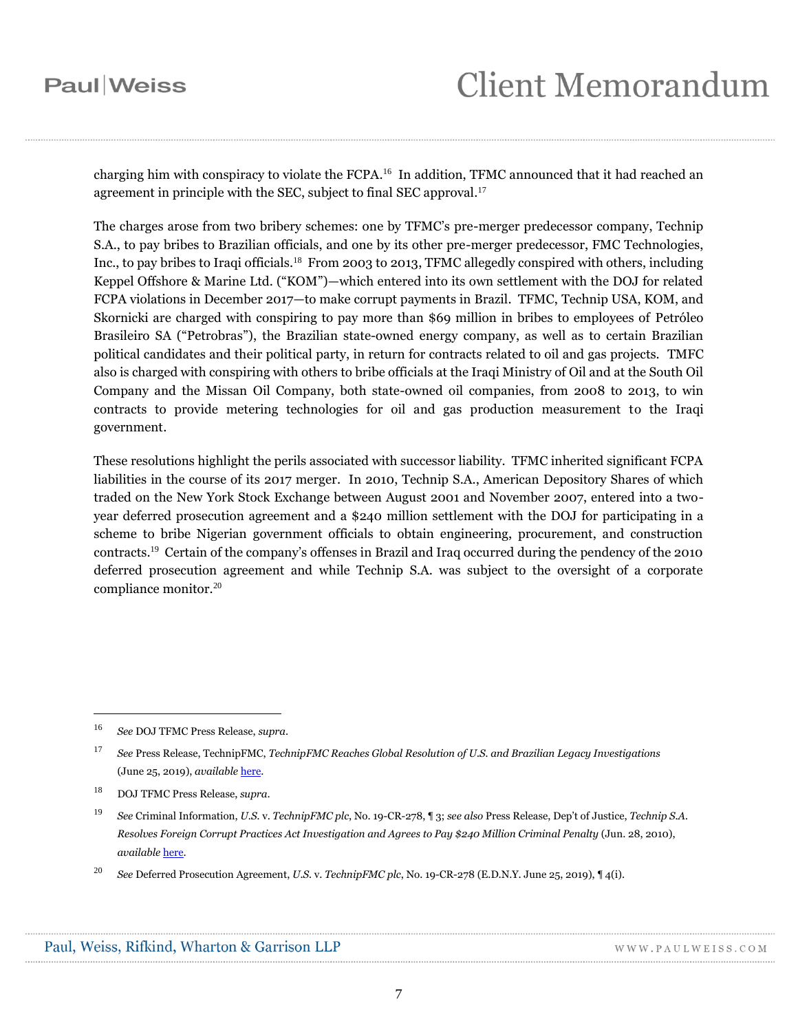charging him with conspiracy to violate the FCPA.[16] In addition, TFMC announced that it had reached an agreement in principle with the SEC, subject to final SEC approval.[17]

The charges arose from two bribery schemes: one by TFMC's pre-merger predecessor company, Technip S.A., to pay bribes to Brazilian officials, and one by its other pre-merger predecessor, FMC Technologies, Inc., to pay bribes to Iraqi officials.[18] From 2003 to 2013, TFMC allegedly conspired with others, including Keppel Offshore & Marine Ltd. ("KOM")—which entered into its own settlement with the DOJ for related FCPA violations in December 2017—to make corrupt payments in Brazil. TFMC, Technip USA, KOM, and Skornicki are charged with conspiring to pay more than $69 million in bribes to employees of Petróleo Brasileiro SA ("Petrobras"), the Brazilian state-owned energy company, as well as to certain Brazilian political candidates and their political party, in return for contracts related to oil and gas projects. TMFC also is charged with conspiring with others to bribe officials at the Iraqi Ministry of Oil and at the South Oil Company and the Missan Oil Company, both state-owned oil companies, from 2008 to 2013, to win contracts to provide metering technologies for oil and gas production measurement to the Iraqi government.

These resolutions highlight the perils associated with successor liability. TFMC inherited significant FCPA liabilities in the course of its 2017 merger. In 2010, Technip S.A., American Depository Shares of which traded on the New York Stock Exchange between August 2001 and November 2007, entered into a two-year deferred prosecution agreement and a $240 million settlement with the DOJ for participating in a scheme to bribe Nigerian government officials to obtain engineering, procurement, and construction contracts.[19] Certain of the company's offenses in Brazil and Iraq occurred during the pendency of the 2010 deferred prosecution agreement and while Technip S.A. was subject to the oversight of a corporate compliance monitor.[20]

---

[16] *See* DOJ TFMC Press Release, *supra*.

[17] *See* Press Release, TechnipFMC, *TechnipFMC Reaches Global Resolution of U.S. and Brazilian Legacy Investigations* (June 25, 2019), *available* here.

[18] DOJ TFMC Press Release, *supra*.

[19] *See* Criminal Information, *U.S.* v. *TechnipFMC plc*, No. 19-CR-278, ¶ 3; *see also* Press Release, Dep't of Justice, *Technip S.A. Resolves Foreign Corrupt Practices Act Investigation and Agrees to Pay $240 Million Criminal Penalty* (Jun. 28, 2010), *available* here.

[20] *See* Deferred Prosecution Agreement, *U.S.* v. *TechnipFMC plc*, No. 19-CR-278 (E.D.N.Y. June 25, 2019), ¶ 4(i).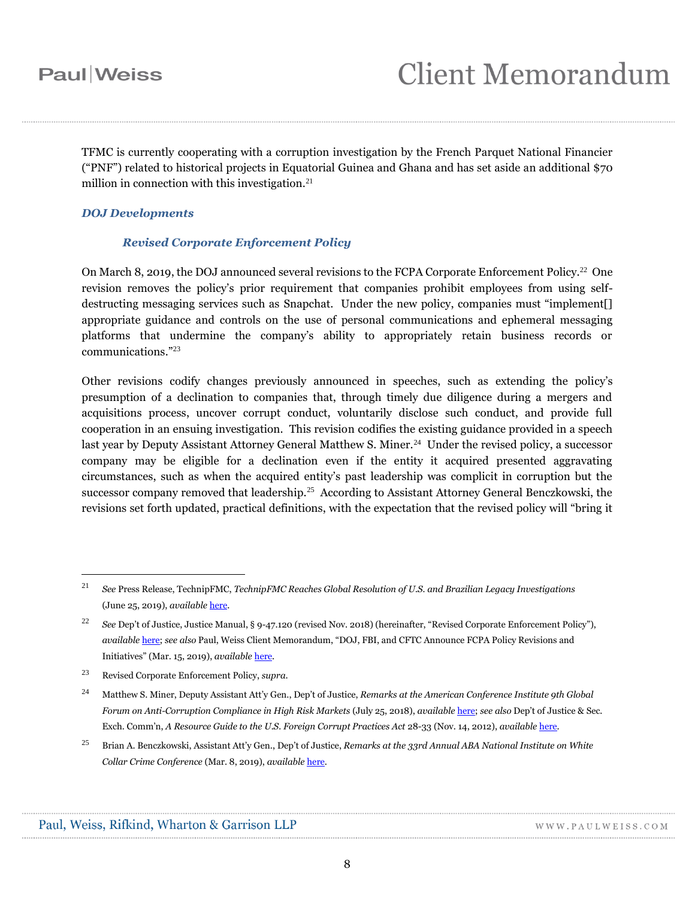TFMC is currently cooperating with a corruption investigation by the French Parquet National Financier ("PNF") related to historical projects in Equatorial Guinea and Ghana and has set aside an additional $70 million in connection with this investigation.[21]

### *DOJ Developments*

#### *Revised Corporate Enforcement Policy*

On March 8, 2019, the DOJ announced several revisions to the FCPA Corporate Enforcement Policy.[22] One revision removes the policy's prior requirement that companies prohibit employees from using self-destructing messaging services such as Snapchat. Under the new policy, companies must "implement[] appropriate guidance and controls on the use of personal communications and ephemeral messaging platforms that undermine the company's ability to appropriately retain business records or communications."[23]

Other revisions codify changes previously announced in speeches, such as extending the policy's presumption of a declination to companies that, through timely due diligence during a mergers and acquisitions process, uncover corrupt conduct, voluntarily disclose such conduct, and provide full cooperation in an ensuing investigation. This revision codifies the existing guidance provided in a speech last year by Deputy Assistant Attorney General Matthew S. Miner.[24] Under the revised policy, a successor company may be eligible for a declination even if the entity it acquired presented aggravating circumstances, such as when the acquired entity's past leadership was complicit in corruption but the successor company removed that leadership.[25] According to Assistant Attorney General Benczkowski, the revisions set forth updated, practical definitions, with the expectation that the revised policy will "bring it

---

[21] *See* Press Release, TechnipFMC, *TechnipFMC Reaches Global Resolution of U.S. and Brazilian Legacy Investigations* (June 25, 2019), *available* here.

[22] *See* Dep't of Justice, Justice Manual, § 9-47.120 (revised Nov. 2018) (hereinafter, "Revised Corporate Enforcement Policy"), *available* here; *see also* Paul, Weiss Client Memorandum, "DOJ, FBI, and CFTC Announce FCPA Policy Revisions and Initiatives" (Mar. 15, 2019), *available* here.

[23] Revised Corporate Enforcement Policy, *supra*.

[24] Matthew S. Miner, Deputy Assistant Att'y Gen., Dep't of Justice, *Remarks at the American Conference Institute 9th Global Forum on Anti-Corruption Compliance in High Risk Markets* (July 25, 2018), *available* here; *see also* Dep't of Justice & Sec. Exch. Comm'n, *A Resource Guide to the U.S. Foreign Corrupt Practices Act* 28-33 (Nov. 14, 2012), *available* here.

[25] Brian A. Benczkowski, Assistant Att'y Gen., Dep't of Justice, *Remarks at the 33rd Annual ABA National Institute on White Collar Crime Conference* (Mar. 8, 2019), *available* here.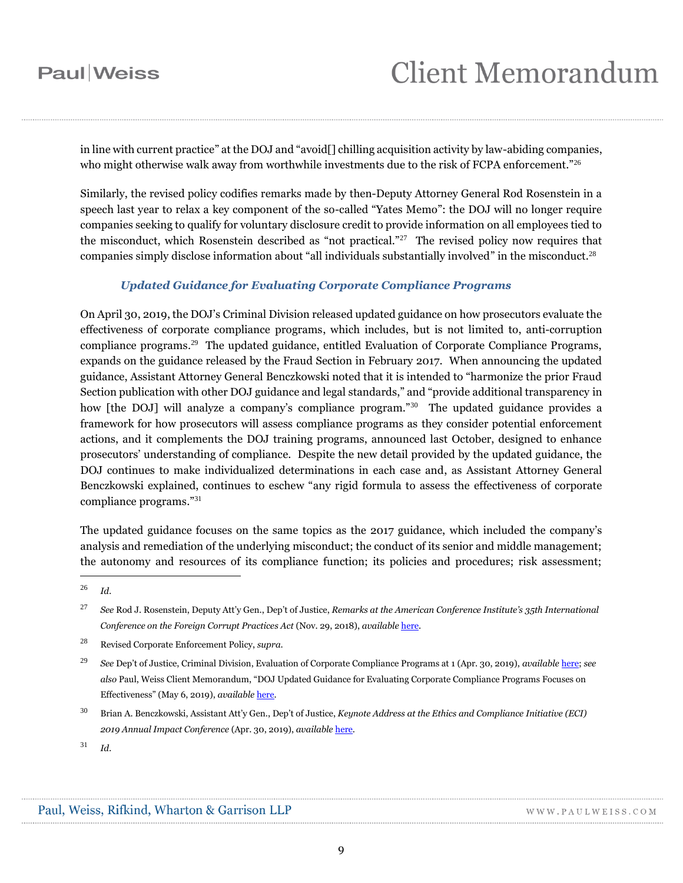in line with current practice" at the DOJ and "avoid[] chilling acquisition activity by law-abiding companies, who might otherwise walk away from worthwhile investments due to the risk of FCPA enforcement."[26]

Similarly, the revised policy codifies remarks made by then-Deputy Attorney General Rod Rosenstein in a speech last year to relax a key component of the so-called "Yates Memo": the DOJ will no longer require companies seeking to qualify for voluntary disclosure credit to provide information on all employees tied to the misconduct, which Rosenstein described as "not practical."[27] The revised policy now requires that companies simply disclose information about "all individuals substantially involved" in the misconduct.[28]

### *Updated Guidance for Evaluating Corporate Compliance Programs*

On April 30, 2019, the DOJ's Criminal Division released updated guidance on how prosecutors evaluate the effectiveness of corporate compliance programs, which includes, but is not limited to, anti-corruption compliance programs.[29] The updated guidance, entitled Evaluation of Corporate Compliance Programs, expands on the guidance released by the Fraud Section in February 2017. When announcing the updated guidance, Assistant Attorney General Benczkowski noted that it is intended to "harmonize the prior Fraud Section publication with other DOJ guidance and legal standards," and "provide additional transparency in how [the DOJ] will analyze a company's compliance program."[30] The updated guidance provides a framework for how prosecutors will assess compliance programs as they consider potential enforcement actions, and it complements the DOJ training programs, announced last October, designed to enhance prosecutors' understanding of compliance. Despite the new detail provided by the updated guidance, the DOJ continues to make individualized determinations in each case and, as Assistant Attorney General Benczkowski explained, continues to eschew "any rigid formula to assess the effectiveness of corporate compliance programs."[31]

The updated guidance focuses on the same topics as the 2017 guidance, which included the company's analysis and remediation of the underlying misconduct; the conduct of its senior and middle management; the autonomy and resources of its compliance function; its policies and procedures; risk assessment;

---

[26] *Id.*

[27] *See* Rod J. Rosenstein, Deputy Att'y Gen., Dep't of Justice, *Remarks at the American Conference Institute's 35th International Conference on the Foreign Corrupt Practices Act* (Nov. 29, 2018), *available* here.

[28] Revised Corporate Enforcement Policy, *supra*.

[29] *See* Dep't of Justice, Criminal Division, Evaluation of Corporate Compliance Programs at 1 (Apr. 30, 2019), *available* here; *see also* Paul, Weiss Client Memorandum, "DOJ Updated Guidance for Evaluating Corporate Compliance Programs Focuses on Effectiveness" (May 6, 2019), *available* here.

[30] Brian A. Benczkowski, Assistant Att'y Gen., Dep't of Justice, *Keynote Address at the Ethics and Compliance Initiative (ECI) 2019 Annual Impact Conference* (Apr. 30, 2019), *available* here.

[31] *Id.*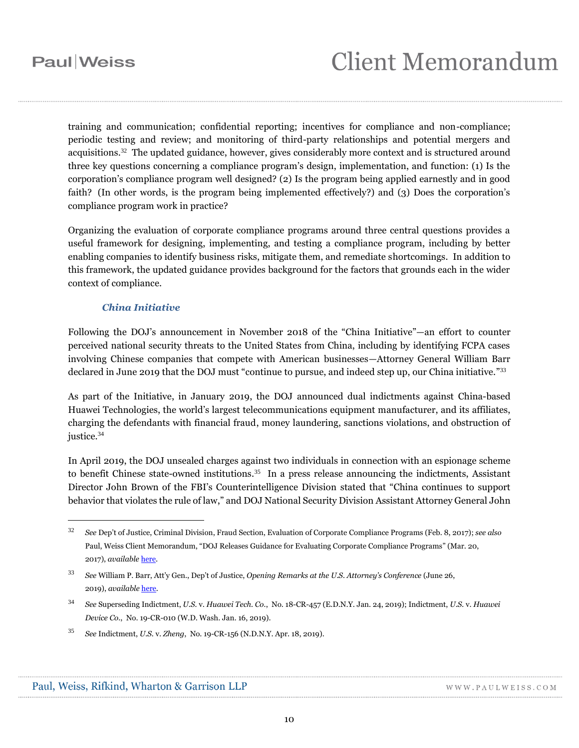training and communication; confidential reporting; incentives for compliance and non-compliance; periodic testing and review; and monitoring of third-party relationships and potential mergers and acquisitions.[32] The updated guidance, however, gives considerably more context and is structured around three key questions concerning a compliance program's design, implementation, and function: (1) Is the corporation's compliance program well designed? (2) Is the program being applied earnestly and in good faith? (In other words, is the program being implemented effectively?) and (3) Does the corporation's compliance program work in practice?

Organizing the evaluation of corporate compliance programs around three central questions provides a useful framework for designing, implementing, and testing a compliance program, including by better enabling companies to identify business risks, mitigate them, and remediate shortcomings. In addition to this framework, the updated guidance provides background for the factors that grounds each in the wider context of compliance.

### *China Initiative*

Following the DOJ's announcement in November 2018 of the "China Initiative"—an effort to counter perceived national security threats to the United States from China, including by identifying FCPA cases involving Chinese companies that compete with American businesses—Attorney General William Barr declared in June 2019 that the DOJ must "continue to pursue, and indeed step up, our China initiative."[33]

As part of the Initiative, in January 2019, the DOJ announced dual indictments against China-based Huawei Technologies, the world's largest telecommunications equipment manufacturer, and its affiliates, charging the defendants with financial fraud, money laundering, sanctions violations, and obstruction of justice.[34]

In April 2019, the DOJ unsealed charges against two individuals in connection with an espionage scheme to benefit Chinese state-owned institutions.[35] In a press release announcing the indictments, Assistant Director John Brown of the FBI's Counterintelligence Division stated that "China continues to support behavior that violates the rule of law," and DOJ National Security Division Assistant Attorney General John

---

[32] *See* Dep't of Justice, Criminal Division, Fraud Section, Evaluation of Corporate Compliance Programs (Feb. 8, 2017); *see also* Paul, Weiss Client Memorandum, "DOJ Releases Guidance for Evaluating Corporate Compliance Programs" (Mar. 20, 2017), *available* here.

[33] *See* William P. Barr, Att'y Gen., Dep't of Justice, *Opening Remarks at the U.S. Attorney's Conference* (June 26, 2019), *available* here.

[34] *See* Superseding Indictment, *U.S.* v. *Huawei Tech. Co.*, No. 18-CR-457 (E.D.N.Y. Jan. 24, 2019); Indictment, *U.S.* v. *Huawei Device Co.*, No. 19-CR-010 (W.D. Wash. Jan. 16, 2019).

[35] *See* Indictment, *U.S.* v. *Zheng*, No. 19-CR-156 (N.D.N.Y. Apr. 18, 2019).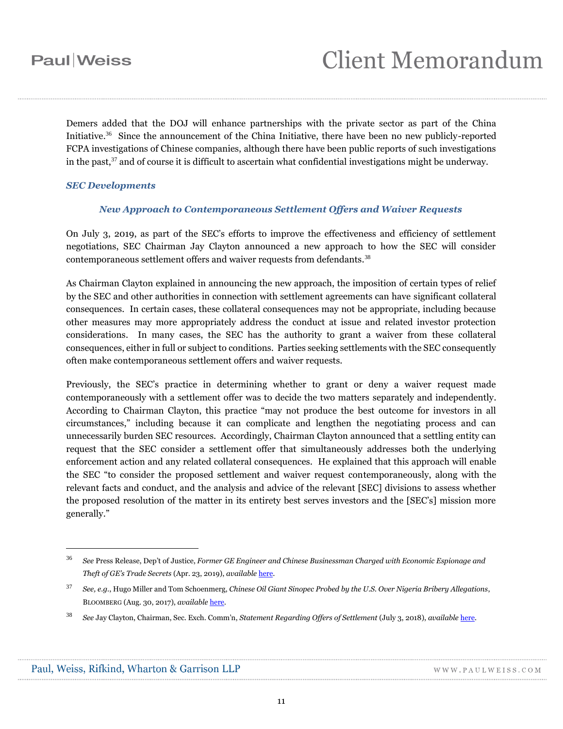Demers added that the DOJ will enhance partnerships with the private sector as part of the China Initiative.[36] Since the announcement of the China Initiative, there have been no new publicly-reported FCPA investigations of Chinese companies, although there have been public reports of such investigations in the past,[37] and of course it is difficult to ascertain what confidential investigations might be underway.

### *SEC Developments*

#### *New Approach to Contemporaneous Settlement Offers and Waiver Requests*

On July 3, 2019, as part of the SEC's efforts to improve the effectiveness and efficiency of settlement negotiations, SEC Chairman Jay Clayton announced a new approach to how the SEC will consider contemporaneous settlement offers and waiver requests from defendants.[38]

As Chairman Clayton explained in announcing the new approach, the imposition of certain types of relief by the SEC and other authorities in connection with settlement agreements can have significant collateral consequences. In certain cases, these collateral consequences may not be appropriate, including because other measures may more appropriately address the conduct at issue and related investor protection considerations. In many cases, the SEC has the authority to grant a waiver from these collateral consequences, either in full or subject to conditions. Parties seeking settlements with the SEC consequently often make contemporaneous settlement offers and waiver requests.

Previously, the SEC's practice in determining whether to grant or deny a waiver request made contemporaneously with a settlement offer was to decide the two matters separately and independently. According to Chairman Clayton, this practice "may not produce the best outcome for investors in all circumstances," including because it can complicate and lengthen the negotiating process and can unnecessarily burden SEC resources. Accordingly, Chairman Clayton announced that a settling entity can request that the SEC consider a settlement offer that simultaneously addresses both the underlying enforcement action and any related collateral consequences. He explained that this approach will enable the SEC "to consider the proposed settlement and waiver request contemporaneously, along with the relevant facts and conduct, and the analysis and advice of the relevant [SEC] divisions to assess whether the proposed resolution of the matter in its entirety best serves investors and the [SEC's] mission more generally."

---

[36] *See* Press Release, Dep't of Justice, *Former GE Engineer and Chinese Businessman Charged with Economic Espionage and Theft of GE's Trade Secrets* (Apr. 23, 2019), *available* here.

[37] *See, e.g.*, Hugo Miller and Tom Schoenmerg, *Chinese Oil Giant Sinopec Probed by the U.S. Over Nigeria Bribery Allegations*, BLOOMBERG (Aug. 30, 2017), *available* here.

[38] *See* Jay Clayton, Chairman, Sec. Exch. Comm'n, *Statement Regarding Offers of Settlement* (July 3, 2018), *available* here.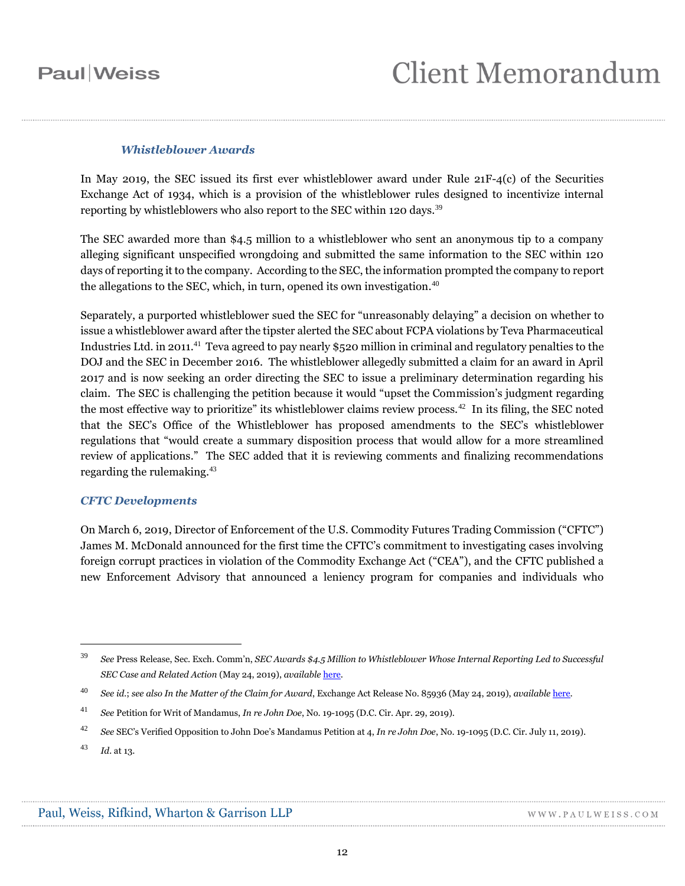### *Whistleblower Awards*

In May 2019, the SEC issued its first ever whistleblower award under Rule 21F-4(c) of the Securities Exchange Act of 1934, which is a provision of the whistleblower rules designed to incentivize internal reporting by whistleblowers who also report to the SEC within 120 days.[39]

The SEC awarded more than $4.5 million to a whistleblower who sent an anonymous tip to a company alleging significant unspecified wrongdoing and submitted the same information to the SEC within 120 days of reporting it to the company. According to the SEC, the information prompted the company to report the allegations to the SEC, which, in turn, opened its own investigation.[40]

Separately, a purported whistleblower sued the SEC for "unreasonably delaying" a decision on whether to issue a whistleblower award after the tipster alerted the SEC about FCPA violations by Teva Pharmaceutical Industries Ltd. in 2011.[41] Teva agreed to pay nearly $520 million in criminal and regulatory penalties to the DOJ and the SEC in December 2016. The whistleblower allegedly submitted a claim for an award in April 2017 and is now seeking an order directing the SEC to issue a preliminary determination regarding his claim. The SEC is challenging the petition because it would "upset the Commission's judgment regarding the most effective way to prioritize" its whistleblower claims review process.[42] In its filing, the SEC noted that the SEC's Office of the Whistleblower has proposed amendments to the SEC's whistleblower regulations that "would create a summary disposition process that would allow for a more streamlined review of applications." The SEC added that it is reviewing comments and finalizing recommendations regarding the rulemaking.[43]

### *CFTC Developments*

On March 6, 2019, Director of Enforcement of the U.S. Commodity Futures Trading Commission ("CFTC") James M. McDonald announced for the first time the CFTC's commitment to investigating cases involving foreign corrupt practices in violation of the Commodity Exchange Act ("CEA"), and the CFTC published a new Enforcement Advisory that announced a leniency program for companies and individuals who

---

[39] *See* Press Release, Sec. Exch. Comm'n, *SEC Awards $4.5 Million to Whistleblower Whose Internal Reporting Led to Successful SEC Case and Related Action* (May 24, 2019), *available* here.

[40] *See id.*; *see also In the Matter of the Claim for Award*, Exchange Act Release No. 85936 (May 24, 2019), *available* here.

[41] *See* Petition for Writ of Mandamus, *In re John Doe*, No. 19-1095 (D.C. Cir. Apr. 29, 2019).

[42] *See* SEC's Verified Opposition to John Doe's Mandamus Petition at 4, *In re John Doe*, No. 19-1095 (D.C. Cir. July 11, 2019).

[43] *Id.* at 13.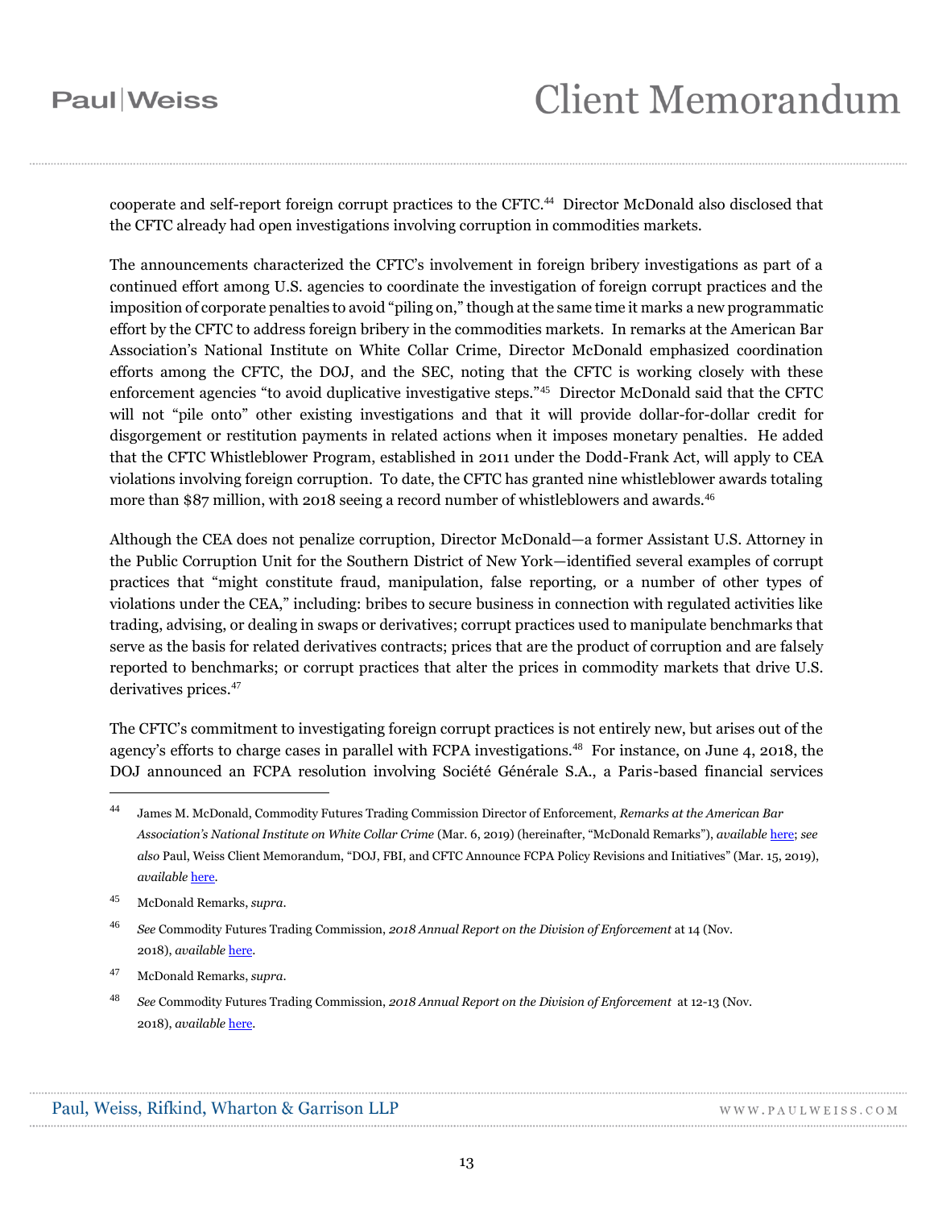cooperate and self-report foreign corrupt practices to the CFTC.[44] Director McDonald also disclosed that the CFTC already had open investigations involving corruption in commodities markets.

The announcements characterized the CFTC's involvement in foreign bribery investigations as part of a continued effort among U.S. agencies to coordinate the investigation of foreign corrupt practices and the imposition of corporate penalties to avoid "piling on," though at the same time it marks a new programmatic effort by the CFTC to address foreign bribery in the commodities markets. In remarks at the American Bar Association's National Institute on White Collar Crime, Director McDonald emphasized coordination efforts among the CFTC, the DOJ, and the SEC, noting that the CFTC is working closely with these enforcement agencies "to avoid duplicative investigative steps."[45] Director McDonald said that the CFTC will not "pile onto" other existing investigations and that it will provide dollar-for-dollar credit for disgorgement or restitution payments in related actions when it imposes monetary penalties. He added that the CFTC Whistleblower Program, established in 2011 under the Dodd-Frank Act, will apply to CEA violations involving foreign corruption. To date, the CFTC has granted nine whistleblower awards totaling more than $87 million, with 2018 seeing a record number of whistleblowers and awards.[46]

Although the CEA does not penalize corruption, Director McDonald—a former Assistant U.S. Attorney in the Public Corruption Unit for the Southern District of New York—identified several examples of corrupt practices that "might constitute fraud, manipulation, false reporting, or a number of other types of violations under the CEA," including: bribes to secure business in connection with regulated activities like trading, advising, or dealing in swaps or derivatives; corrupt practices used to manipulate benchmarks that serve as the basis for related derivatives contracts; prices that are the product of corruption and are falsely reported to benchmarks; or corrupt practices that alter the prices in commodity markets that drive U.S. derivatives prices.[47]

The CFTC's commitment to investigating foreign corrupt practices is not entirely new, but arises out of the agency's efforts to charge cases in parallel with FCPA investigations.[48] For instance, on June 4, 2018, the DOJ announced an FCPA resolution involving Société Générale S.A., a Paris-based financial services

---

44 James M. McDonald, Commodity Futures Trading Commission Director of Enforcement, *Remarks at the American Bar Association's National Institute on White Collar Crime* (Mar. 6, 2019) (hereinafter, "McDonald Remarks"), *available* here; *see also* Paul, Weiss Client Memorandum, "DOJ, FBI, and CFTC Announce FCPA Policy Revisions and Initiatives" (Mar. 15, 2019), *available* here.

45 McDonald Remarks, *supra*.

46 *See* Commodity Futures Trading Commission, *2018 Annual Report on the Division of Enforcement* at 14 (Nov. 2018), *available* here.

47 McDonald Remarks, *supra*.

48 *See* Commodity Futures Trading Commission, *2018 Annual Report on the Division of Enforcement* at 12-13 (Nov. 2018), *available* here.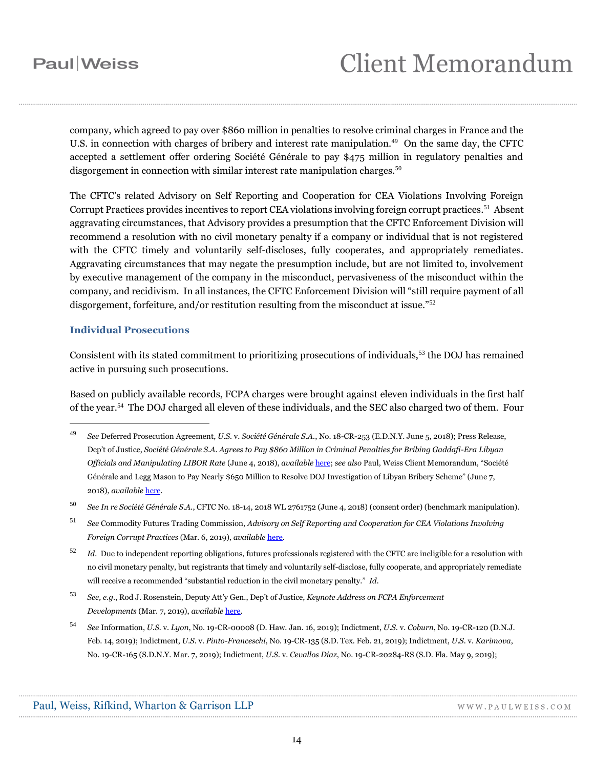company, which agreed to pay over $860 million in penalties to resolve criminal charges in France and the U.S. in connection with charges of bribery and interest rate manipulation.[49] On the same day, the CFTC accepted a settlement offer ordering Société Générale to pay $475 million in regulatory penalties and disgorgement in connection with similar interest rate manipulation charges.[50]

The CFTC's related Advisory on Self Reporting and Cooperation for CEA Violations Involving Foreign Corrupt Practices provides incentives to report CEA violations involving foreign corrupt practices.[51] Absent aggravating circumstances, that Advisory provides a presumption that the CFTC Enforcement Division will recommend a resolution with no civil monetary penalty if a company or individual that is not registered with the CFTC timely and voluntarily self-discloses, fully cooperates, and appropriately remediates. Aggravating circumstances that may negate the presumption include, but are not limited to, involvement by executive management of the company in the misconduct, pervasiveness of the misconduct within the company, and recidivism. In all instances, the CFTC Enforcement Division will "still require payment of all disgorgement, forfeiture, and/or restitution resulting from the misconduct at issue."[52]

### Individual Prosecutions

Consistent with its stated commitment to prioritizing prosecutions of individuals,[53] the DOJ has remained active in pursuing such prosecutions.

Based on publicly available records, FCPA charges were brought against eleven individuals in the first half of the year.[54] The DOJ charged all eleven of these individuals, and the SEC also charged two of them. Four

---

[49] *See* Deferred Prosecution Agreement, *U.S.* v. *Société Générale S.A.*, No. 18-CR-253 (E.D.N.Y. June 5, 2018); Press Release, Dep't of Justice, *Société Générale S.A. Agrees to Pay $860 Million in Criminal Penalties for Bribing Gaddafi-Era Libyan Officials and Manipulating LIBOR Rate* (June 4, 2018), *available* here; *see also* Paul, Weiss Client Memorandum, "Société Générale and Legg Mason to Pay Nearly $650 Million to Resolve DOJ Investigation of Libyan Bribery Scheme" (June 7, 2018), *available* here.

[50] *See In re Société Générale S.A.*, CFTC No. 18-14, 2018 WL 2761752 (June 4, 2018) (consent order) (benchmark manipulation).

[51] *See* Commodity Futures Trading Commission, *Advisory on Self Reporting and Cooperation for CEA Violations Involving Foreign Corrupt Practices* (Mar. 6, 2019), *available* here.

[52] *Id*. Due to independent reporting obligations, futures professionals registered with the CFTC are ineligible for a resolution with no civil monetary penalty, but registrants that timely and voluntarily self-disclose, fully cooperate, and appropriately remediate will receive a recommended "substantial reduction in the civil monetary penalty." *Id*.

[53] *See, e.g.*, Rod J. Rosenstein, Deputy Att'y Gen., Dep't of Justice, *Keynote Address on FCPA Enforcement Developments* (Mar. 7, 2019), *available* here.

[54] *See* Information, *U.S.* v. *Lyon*, No. 19-CR-00008 (D. Haw. Jan. 16, 2019); Indictment, *U.S.* v. *Coburn*, No. 19-CR-120 (D.N.J. Feb. 14, 2019); Indictment, *U.S.* v. *Pinto-Franceschi*, No. 19-CR-135 (S.D. Tex. Feb. 21, 2019); Indictment, *U.S.* v. *Karimova*, No. 19-CR-165 (S.D.N.Y. Mar. 7, 2019); Indictment, *U.S.* v. *Cevallos Diaz*, No. 19-CR-20284-RS (S.D. Fla. May 9, 2019);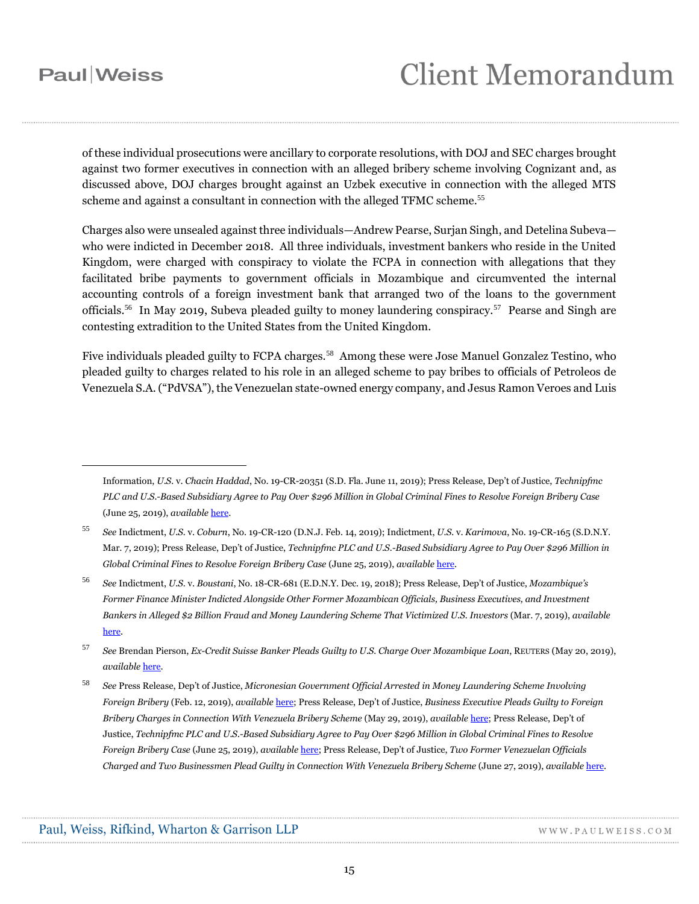of these individual prosecutions were ancillary to corporate resolutions, with DOJ and SEC charges brought against two former executives in connection with an alleged bribery scheme involving Cognizant and, as discussed above, DOJ charges brought against an Uzbek executive in connection with the alleged MTS scheme and against a consultant in connection with the alleged TFMC scheme.[55]

Charges also were unsealed against three individuals—Andrew Pearse, Surjan Singh, and Detelina Subeva—who were indicted in December 2018. All three individuals, investment bankers who reside in the United Kingdom, were charged with conspiracy to violate the FCPA in connection with allegations that they facilitated bribe payments to government officials in Mozambique and circumvented the internal accounting controls of a foreign investment bank that arranged two of the loans to the government officials.[56] In May 2019, Subeva pleaded guilty to money laundering conspiracy.[57] Pearse and Singh are contesting extradition to the United States from the United Kingdom.

Five individuals pleaded guilty to FCPA charges.[58] Among these were Jose Manuel Gonzalez Testino, who pleaded guilty to charges related to his role in an alleged scheme to pay bribes to officials of Petroleos de Venezuela S.A. ("PdVSA"), the Venezuelan state-owned energy company, and Jesus Ramon Veroes and Luis

---

Information, *U.S.* v. *Chacin Haddad*, No. 19-CR-20351 (S.D. Fla. June 11, 2019); Press Release, Dep't of Justice, *Technipfmc PLC and U.S.-Based Subsidiary Agree to Pay Over $296 Million in Global Criminal Fines to Resolve Foreign Bribery Case* (June 25, 2019), *available* here.

55 *See* Indictment, *U.S.* v. *Coburn*, No. 19-CR-120 (D.N.J. Feb. 14, 2019); Indictment, *U.S.* v. *Karimova*, No. 19-CR-165 (S.D.N.Y. Mar. 7, 2019); Press Release, Dep't of Justice, *Technipfmc PLC and U.S.-Based Subsidiary Agree to Pay Over $296 Million in Global Criminal Fines to Resolve Foreign Bribery Case* (June 25, 2019), *available* here.

56 *See* Indictment, *U.S.* v. *Boustani*, No. 18-CR-681 (E.D.N.Y. Dec. 19, 2018); Press Release, Dep't of Justice, *Mozambique's Former Finance Minister Indicted Alongside Other Former Mozambican Officials, Business Executives, and Investment Bankers in Alleged $2 Billion Fraud and Money Laundering Scheme That Victimized U.S. Investors* (Mar. 7, 2019), *available* here.

57 *See* Brendan Pierson, *Ex-Credit Suisse Banker Pleads Guilty to U.S. Charge Over Mozambique Loan*, REUTERS (May 20, 2019), *available* here.

58 *See* Press Release, Dep't of Justice, *Micronesian Government Official Arrested in Money Laundering Scheme Involving Foreign Bribery* (Feb. 12, 2019), *available* here; Press Release, Dep't of Justice, *Business Executive Pleads Guilty to Foreign Bribery Charges in Connection With Venezuela Bribery Scheme* (May 29, 2019), *available* here; Press Release, Dep't of Justice, *Technipfmc PLC and U.S.-Based Subsidiary Agree to Pay Over $296 Million in Global Criminal Fines to Resolve Foreign Bribery Case* (June 25, 2019), *available* here; Press Release, Dep't of Justice, *Two Former Venezuelan Officials Charged and Two Businessmen Plead Guilty in Connection With Venezuela Bribery Scheme* (June 27, 2019), *available* here.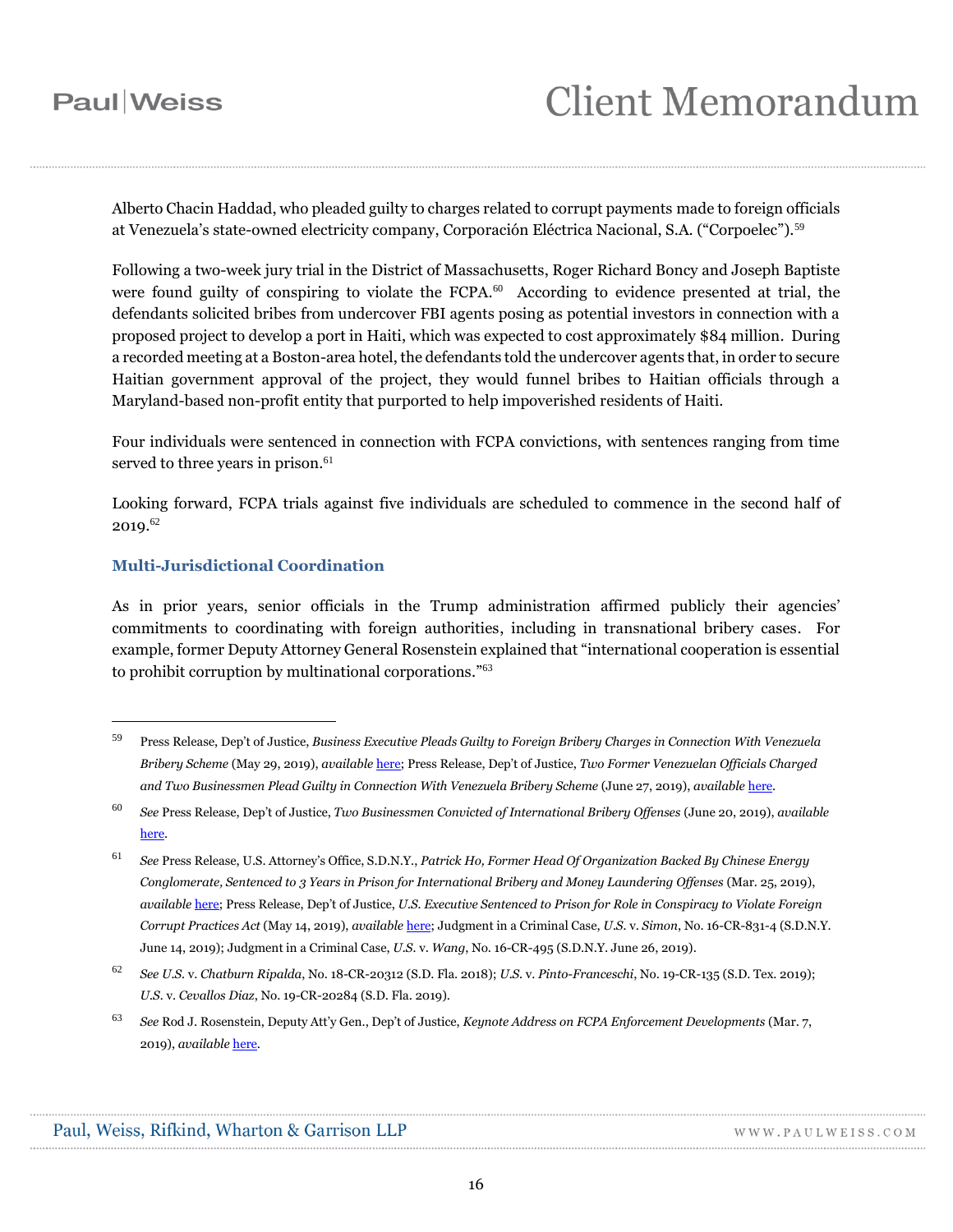Alberto Chacin Haddad, who pleaded guilty to charges related to corrupt payments made to foreign officials at Venezuela's state-owned electricity company, Corporación Eléctrica Nacional, S.A. ("Corpoelec").[59]

Following a two-week jury trial in the District of Massachusetts, Roger Richard Boncy and Joseph Baptiste were found guilty of conspiring to violate the FCPA.[60] According to evidence presented at trial, the defendants solicited bribes from undercover FBI agents posing as potential investors in connection with a proposed project to develop a port in Haiti, which was expected to cost approximately $84 million. During a recorded meeting at a Boston-area hotel, the defendants told the undercover agents that, in order to secure Haitian government approval of the project, they would funnel bribes to Haitian officials through a Maryland-based non-profit entity that purported to help impoverished residents of Haiti.

Four individuals were sentenced in connection with FCPA convictions, with sentences ranging from time served to three years in prison.[61]

Looking forward, FCPA trials against five individuals are scheduled to commence in the second half of 2019.[62]

### Multi-Jurisdictional Coordination

As in prior years, senior officials in the Trump administration affirmed publicly their agencies' commitments to coordinating with foreign authorities, including in transnational bribery cases. For example, former Deputy Attorney General Rosenstein explained that "international cooperation is essential to prohibit corruption by multinational corporations."[63]

---

59 Press Release, Dep't of Justice, *Business Executive Pleads Guilty to Foreign Bribery Charges in Connection With Venezuela Bribery Scheme* (May 29, 2019), *available* here; Press Release, Dep't of Justice, *Two Former Venezuelan Officials Charged and Two Businessmen Plead Guilty in Connection With Venezuela Bribery Scheme* (June 27, 2019), *available* here.

60 *See* Press Release, Dep't of Justice, *Two Businessmen Convicted of International Bribery Offenses* (June 20, 2019), *available* here.

61 *See* Press Release, U.S. Attorney's Office, S.D.N.Y., *Patrick Ho, Former Head Of Organization Backed By Chinese Energy Conglomerate, Sentenced to 3 Years in Prison for International Bribery and Money Laundering Offenses* (Mar. 25, 2019), *available* here; Press Release, Dep't of Justice, *U.S. Executive Sentenced to Prison for Role in Conspiracy to Violate Foreign Corrupt Practices Act* (May 14, 2019), *available* here; Judgment in a Criminal Case, *U.S.* v. *Simon*, No. 16-CR-831-4 (S.D.N.Y. June 14, 2019); Judgment in a Criminal Case, *U.S.* v. *Wang*, No. 16-CR-495 (S.D.N.Y. June 26, 2019).

62 *See U.S.* v. *Chatburn Ripalda*, No. 18-CR-20312 (S.D. Fla. 2018); *U.S.* v. *Pinto-Franceschi*, No. 19-CR-135 (S.D. Tex. 2019); *U.S.* v. *Cevallos Diaz*, No. 19-CR-20284 (S.D. Fla. 2019).

63 *See* Rod J. Rosenstein, Deputy Att'y Gen., Dep't of Justice, *Keynote Address on FCPA Enforcement Developments* (Mar. 7, 2019), *available* here.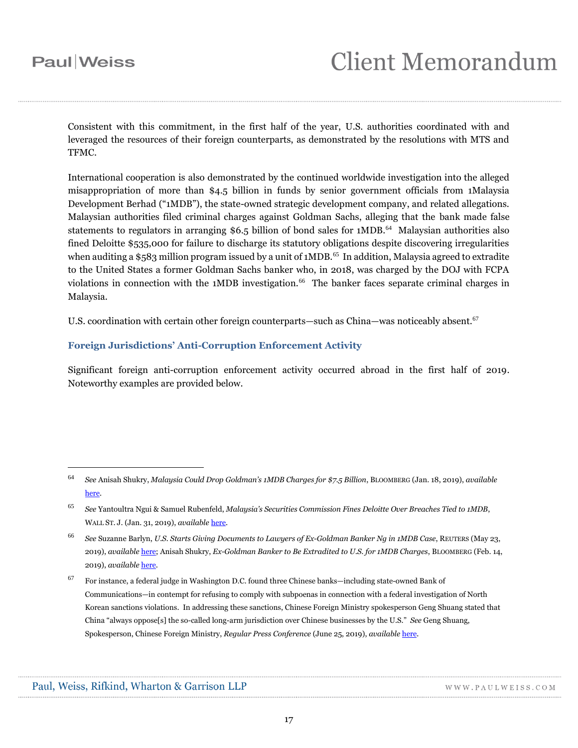Consistent with this commitment, in the first half of the year, U.S. authorities coordinated with and leveraged the resources of their foreign counterparts, as demonstrated by the resolutions with MTS and TFMC.

International cooperation is also demonstrated by the continued worldwide investigation into the alleged misappropriation of more than $4.5 billion in funds by senior government officials from 1Malaysia Development Berhad ("1MDB"), the state-owned strategic development company, and related allegations. Malaysian authorities filed criminal charges against Goldman Sachs, alleging that the bank made false statements to regulators in arranging $6.5 billion of bond sales for 1MDB.[64] Malaysian authorities also fined Deloitte $535,000 for failure to discharge its statutory obligations despite discovering irregularities when auditing a $583 million program issued by a unit of 1MDB.[65] In addition, Malaysia agreed to extradite to the United States a former Goldman Sachs banker who, in 2018, was charged by the DOJ with FCPA violations in connection with the 1MDB investigation.[66] The banker faces separate criminal charges in Malaysia.

U.S. coordination with certain other foreign counterparts—such as China—was noticeably absent.[67]

### Foreign Jurisdictions' Anti-Corruption Enforcement Activity

Significant foreign anti-corruption enforcement activity occurred abroad in the first half of 2019. Noteworthy examples are provided below.

---

64 *See* Anisah Shukry, *Malaysia Could Drop Goldman's 1MDB Charges for $7.5 Billion*, BLOOMBERG (Jan. 18, 2019), *available* here.

65 *See* Yantoultra Ngui & Samuel Rubenfeld, *Malaysia's Securities Commission Fines Deloitte Over Breaches Tied to 1MDB*, WALL ST. J. (Jan. 31, 2019), *available* here.

66 *See* Suzanne Barlyn, *U.S. Starts Giving Documents to Lawyers of Ex-Goldman Banker Ng in 1MDB Case*, REUTERS (May 23, 2019), *available* here; Anisah Shukry, *Ex-Goldman Banker to Be Extradited to U.S. for 1MDB Charges*, BLOOMBERG (Feb. 14, 2019), *available* here.

67 For instance, a federal judge in Washington D.C. found three Chinese banks—including state-owned Bank of Communications—in contempt for refusing to comply with subpoenas in connection with a federal investigation of North Korean sanctions violations. In addressing these sanctions, Chinese Foreign Ministry spokesperson Geng Shuang stated that China "always oppose[s] the so-called long-arm jurisdiction over Chinese businesses by the U.S." *See* Geng Shuang, Spokesperson, Chinese Foreign Ministry, *Regular Press Conference* (June 25, 2019), *available* here.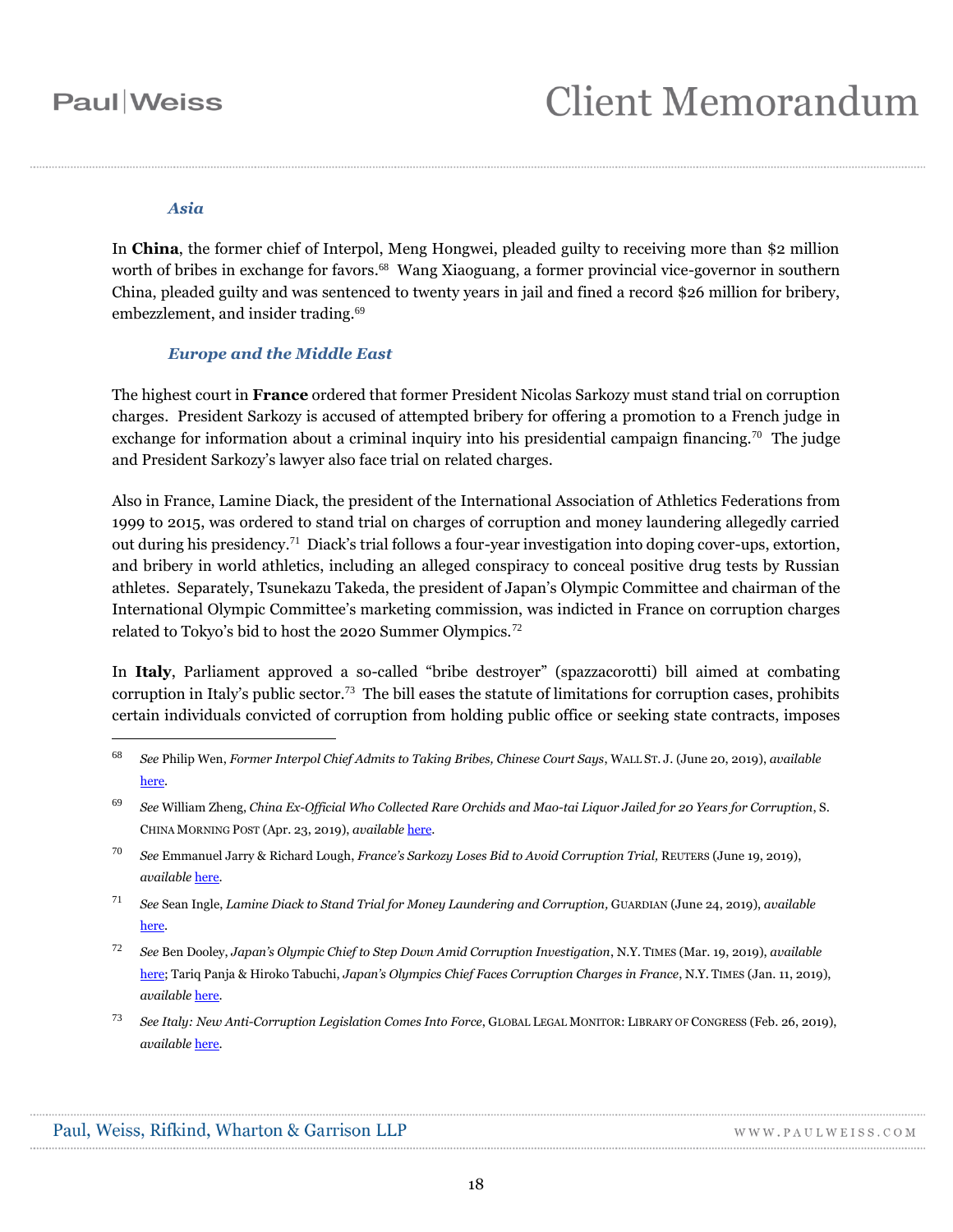### *Asia*

In **China**, the former chief of Interpol, Meng Hongwei, pleaded guilty to receiving more than $2 million worth of bribes in exchange for favors.[68] Wang Xiaoguang, a former provincial vice-governor in southern China, pleaded guilty and was sentenced to twenty years in jail and fined a record $26 million for bribery, embezzlement, and insider trading.[69]

### *Europe and the Middle East*

The highest court in **France** ordered that former President Nicolas Sarkozy must stand trial on corruption charges. President Sarkozy is accused of attempted bribery for offering a promotion to a French judge in exchange for information about a criminal inquiry into his presidential campaign financing.[70] The judge and President Sarkozy's lawyer also face trial on related charges.

Also in France, Lamine Diack, the president of the International Association of Athletics Federations from 1999 to 2015, was ordered to stand trial on charges of corruption and money laundering allegedly carried out during his presidency.[71] Diack's trial follows a four-year investigation into doping cover-ups, extortion, and bribery in world athletics, including an alleged conspiracy to conceal positive drug tests by Russian athletes. Separately, Tsunekazu Takeda, the president of Japan's Olympic Committee and chairman of the International Olympic Committee's marketing commission, was indicted in France on corruption charges related to Tokyo's bid to host the 2020 Summer Olympics.[72]

In **Italy**, Parliament approved a so-called "bribe destroyer" (spazzacorotti) bill aimed at combating corruption in Italy's public sector.[73] The bill eases the statute of limitations for corruption cases, prohibits certain individuals convicted of corruption from holding public office or seeking state contracts, imposes

---

[68] *See* Philip Wen, *Former Interpol Chief Admits to Taking Bribes, Chinese Court Says*, WALL ST. J. (June 20, 2019), *available* here.

[69] *See* William Zheng, *China Ex-Official Who Collected Rare Orchids and Mao-tai Liquor Jailed for 20 Years for Corruption*, S. CHINA MORNING POST (Apr. 23, 2019), *available* here.

[70] *See* Emmanuel Jarry & Richard Lough, *France's Sarkozy Loses Bid to Avoid Corruption Trial,* REUTERS (June 19, 2019), *available* here.

[71] *See* Sean Ingle, *Lamine Diack to Stand Trial for Money Laundering and Corruption,* GUARDIAN (June 24, 2019), *available* here.

[72] *See* Ben Dooley, *Japan's Olympic Chief to Step Down Amid Corruption Investigation*, N.Y. TIMES (Mar. 19, 2019), *available* here; Tariq Panja & Hiroko Tabuchi, *Japan's Olympics Chief Faces Corruption Charges in France*, N.Y. TIMES (Jan. 11, 2019), *available* here.

[73] *See Italy: New Anti-Corruption Legislation Comes Into Force*, GLOBAL LEGAL MONITOR: LIBRARY OF CONGRESS (Feb. 26, 2019), *available* here.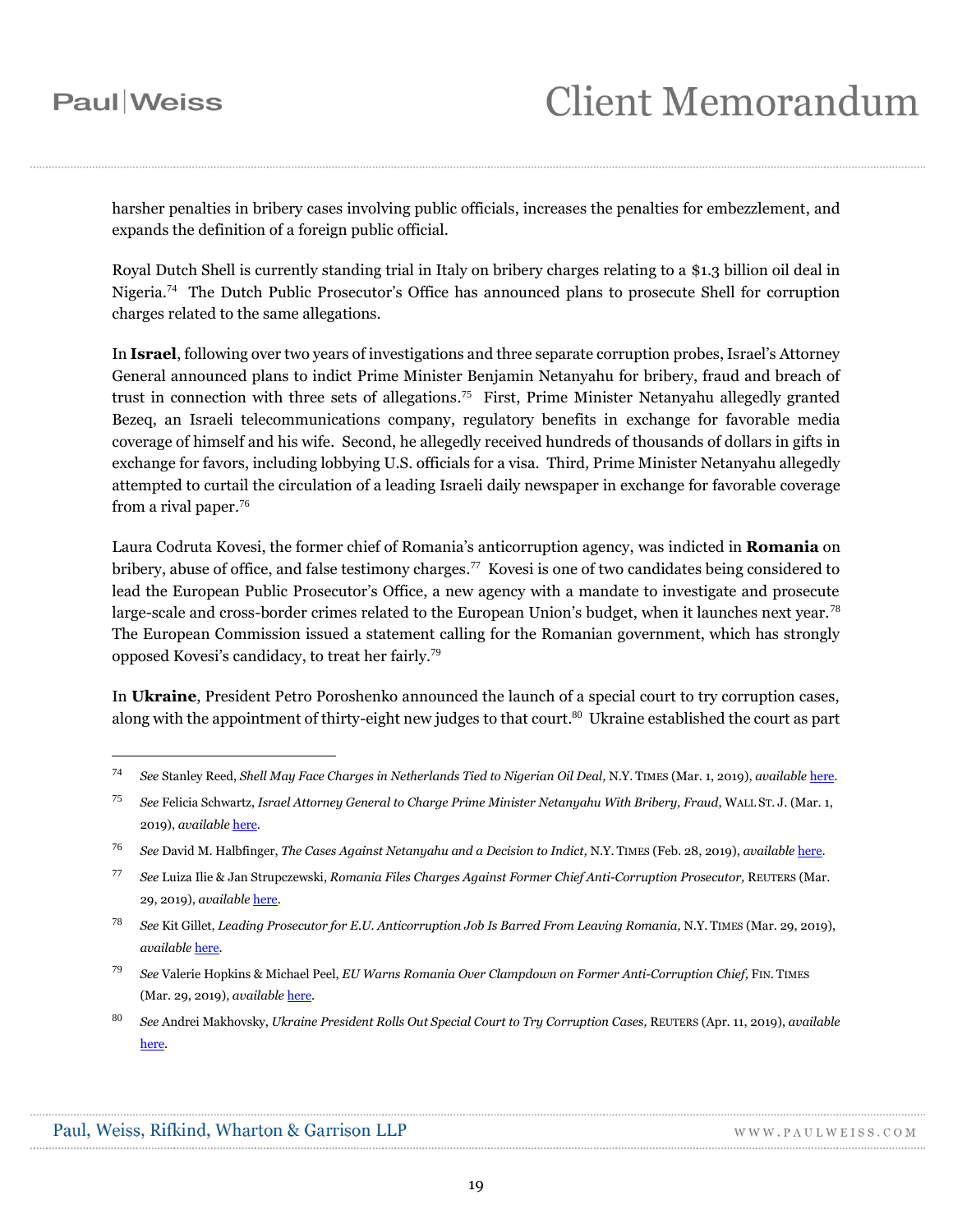harsher penalties in bribery cases involving public officials, increases the penalties for embezzlement, and expands the definition of a foreign public official.

Royal Dutch Shell is currently standing trial in Italy on bribery charges relating to a $1.3 billion oil deal in Nigeria.[74] The Dutch Public Prosecutor's Office has announced plans to prosecute Shell for corruption charges related to the same allegations.

In **Israel**, following over two years of investigations and three separate corruption probes, Israel's Attorney General announced plans to indict Prime Minister Benjamin Netanyahu for bribery, fraud and breach of trust in connection with three sets of allegations.[75] First, Prime Minister Netanyahu allegedly granted Bezeq, an Israeli telecommunications company, regulatory benefits in exchange for favorable media coverage of himself and his wife. Second, he allegedly received hundreds of thousands of dollars in gifts in exchange for favors, including lobbying U.S. officials for a visa. Third, Prime Minister Netanyahu allegedly attempted to curtail the circulation of a leading Israeli daily newspaper in exchange for favorable coverage from a rival paper.[76]

Laura Codruta Kovesi, the former chief of Romania's anticorruption agency, was indicted in **Romania** on bribery, abuse of office, and false testimony charges.[77] Kovesi is one of two candidates being considered to lead the European Public Prosecutor's Office, a new agency with a mandate to investigate and prosecute large-scale and cross-border crimes related to the European Union's budget, when it launches next year.[78] The European Commission issued a statement calling for the Romanian government, which has strongly opposed Kovesi's candidacy, to treat her fairly.[79]

In **Ukraine**, President Petro Poroshenko announced the launch of a special court to try corruption cases, along with the appointment of thirty-eight new judges to that court.[80] Ukraine established the court as part

---

74 *See* Stanley Reed, *Shell May Face Charges in Netherlands Tied to Nigerian Oil Deal,* N.Y. TIMES (Mar. 1, 2019), *available* here.

75 *See* Felicia Schwartz, *Israel Attorney General to Charge Prime Minister Netanyahu With Bribery, Fraud*, WALL ST. J. (Mar. 1, 2019), *available* here.

76 *See* David M. Halbfinger, *The Cases Against Netanyahu and a Decision to Indict,* N.Y. TIMES (Feb. 28, 2019), *available* here.

77 *See* Luiza Ilie & Jan Strupczewski, *Romania Files Charges Against Former Chief Anti-Corruption Prosecutor,* REUTERS (Mar. 29, 2019), *available* here.

78 *See* Kit Gillet, *Leading Prosecutor for E.U. Anticorruption Job Is Barred From Leaving Romania,* N.Y. TIMES (Mar. 29, 2019), *available* here.

79 *See* Valerie Hopkins & Michael Peel, *EU Warns Romania Over Clampdown on Former Anti-Corruption Chief,* FIN. TIMES (Mar. 29, 2019), *available* here.

80 *See* Andrei Makhovsky, *Ukraine President Rolls Out Special Court to Try Corruption Cases,* REUTERS (Apr. 11, 2019), *available* here.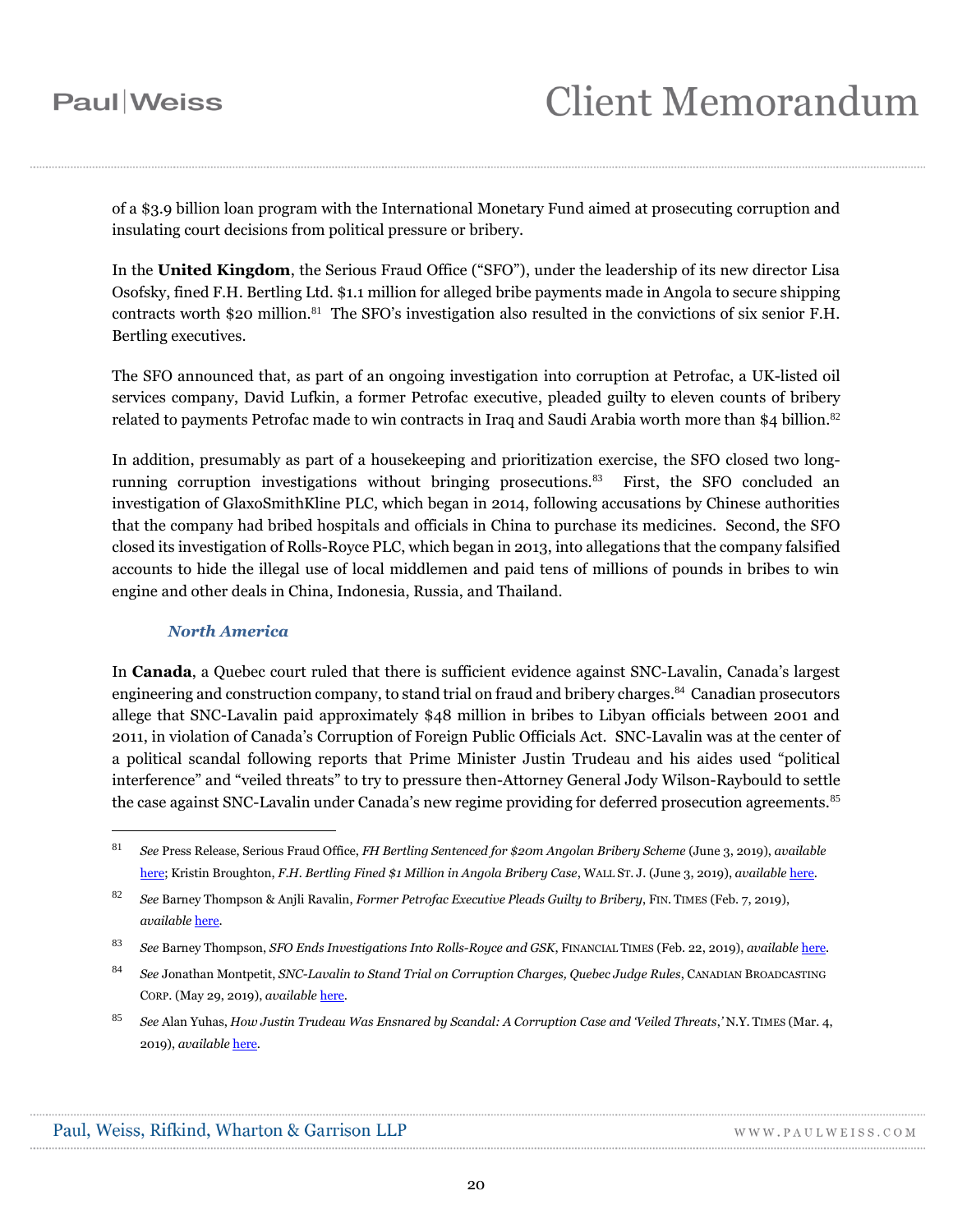of a $3.9 billion loan program with the International Monetary Fund aimed at prosecuting corruption and insulating court decisions from political pressure or bribery.

In the **United Kingdom**, the Serious Fraud Office ("SFO"), under the leadership of its new director Lisa Osofsky, fined F.H. Bertling Ltd. $1.1 million for alleged bribe payments made in Angola to secure shipping contracts worth $20 million.[81] The SFO's investigation also resulted in the convictions of six senior F.H. Bertling executives.

The SFO announced that, as part of an ongoing investigation into corruption at Petrofac, a UK-listed oil services company, David Lufkin, a former Petrofac executive, pleaded guilty to eleven counts of bribery related to payments Petrofac made to win contracts in Iraq and Saudi Arabia worth more than $4 billion.[82]

In addition, presumably as part of a housekeeping and prioritization exercise, the SFO closed two long-running corruption investigations without bringing prosecutions.[83] First, the SFO concluded an investigation of GlaxoSmithKline PLC, which began in 2014, following accusations by Chinese authorities that the company had bribed hospitals and officials in China to purchase its medicines. Second, the SFO closed its investigation of Rolls-Royce PLC, which began in 2013, into allegations that the company falsified accounts to hide the illegal use of local middlemen and paid tens of millions of pounds in bribes to win engine and other deals in China, Indonesia, Russia, and Thailand.

### *North America*

In **Canada**, a Quebec court ruled that there is sufficient evidence against SNC-Lavalin, Canada's largest engineering and construction company, to stand trial on fraud and bribery charges.[84] Canadian prosecutors allege that SNC-Lavalin paid approximately $48 million in bribes to Libyan officials between 2001 and 2011, in violation of Canada's Corruption of Foreign Public Officials Act. SNC-Lavalin was at the center of a political scandal following reports that Prime Minister Justin Trudeau and his aides used "political interference" and "veiled threats" to try to pressure then-Attorney General Jody Wilson-Raybould to settle the case against SNC-Lavalin under Canada's new regime providing for deferred prosecution agreements.[85]

---

[81] *See* Press Release, Serious Fraud Office, *FH Bertling Sentenced for $20m Angolan Bribery Scheme* (June 3, 2019), *available* here; Kristin Broughton, *F.H. Bertling Fined $1 Million in Angola Bribery Case*, WALL ST. J. (June 3, 2019), *available* here.

[82] *See* Barney Thompson & Anjli Ravalin, *Former Petrofac Executive Pleads Guilty to Bribery*, FIN. TIMES (Feb. 7, 2019), *available* here.

[83] *See* Barney Thompson, *SFO Ends Investigations Into Rolls-Royce and GSK*, FINANCIAL TIMES (Feb. 22, 2019), *available* here.

[84] *See* Jonathan Montpetit, *SNC-Lavalin to Stand Trial on Corruption Charges, Quebec Judge Rules*, CANADIAN BROADCASTING CORP. (May 29, 2019), *available* here.

[85] *See* Alan Yuhas, *How Justin Trudeau Was Ensnared by Scandal: A Corruption Case and 'Veiled Threats,'* N.Y. TIMES (Mar. 4, 2019), *available* here.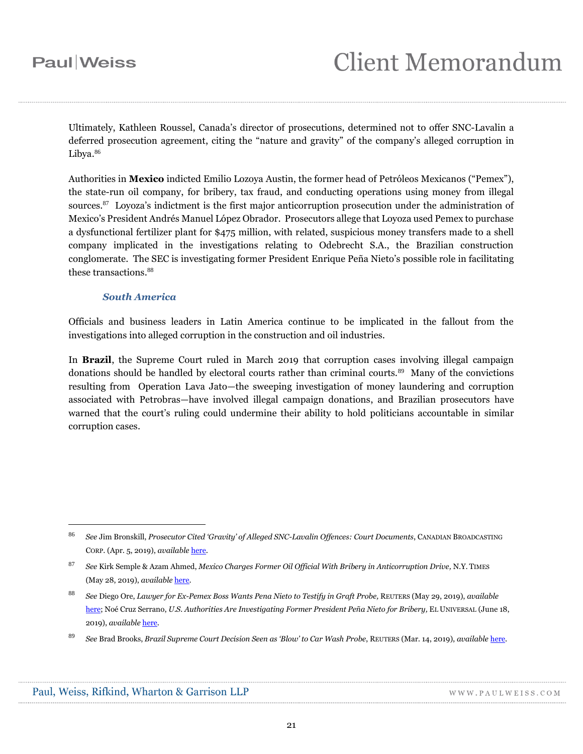Ultimately, Kathleen Roussel, Canada's director of prosecutions, determined not to offer SNC-Lavalin a deferred prosecution agreement, citing the "nature and gravity" of the company's alleged corruption in Libya.[86]

Authorities in **Mexico** indicted Emilio Lozoya Austin, the former head of Petróleos Mexicanos ("Pemex"), the state-run oil company, for bribery, tax fraud, and conducting operations using money from illegal sources.[87] Loyoza's indictment is the first major anticorruption prosecution under the administration of Mexico's President Andrés Manuel López Obrador. Prosecutors allege that Loyoza used Pemex to purchase a dysfunctional fertilizer plant for $475 million, with related, suspicious money transfers made to a shell company implicated in the investigations relating to Odebrecht S.A., the Brazilian construction conglomerate. The SEC is investigating former President Enrique Peña Nieto's possible role in facilitating these transactions.[88]

### *South America*

Officials and business leaders in Latin America continue to be implicated in the fallout from the investigations into alleged corruption in the construction and oil industries.

In **Brazil**, the Supreme Court ruled in March 2019 that corruption cases involving illegal campaign donations should be handled by electoral courts rather than criminal courts.[89] Many of the convictions resulting from Operation Lava Jato—the sweeping investigation of money laundering and corruption associated with Petrobras—have involved illegal campaign donations, and Brazilian prosecutors have warned that the court's ruling could undermine their ability to hold politicians accountable in similar corruption cases.

---

[86] *See* Jim Bronskill, *Prosecutor Cited 'Gravity' of Alleged SNC-Lavalin Offences: Court Documents*, CANADIAN BROADCASTING CORP. (Apr. 5, 2019), *available* here.

[87] *See* Kirk Semple & Azam Ahmed, *Mexico Charges Former Oil Official With Bribery in Anticorruption Drive,* N.Y. TIMES (May 28, 2019), *available* here.

[88] *See* Diego Ore, *Lawyer for Ex-Pemex Boss Wants Pena Nieto to Testify in Graft Probe,* REUTERS (May 29, 2019), *available* here; Noé Cruz Serrano, *U.S. Authorities Are Investigating Former President Peña Nieto for Bribery,* EL UNIVERSAL (June 18, 2019), *available* here.

[89] *See* Brad Brooks, *Brazil Supreme Court Decision Seen as 'Blow' to Car Wash Probe*, REUTERS (Mar. 14, 2019), *available* here.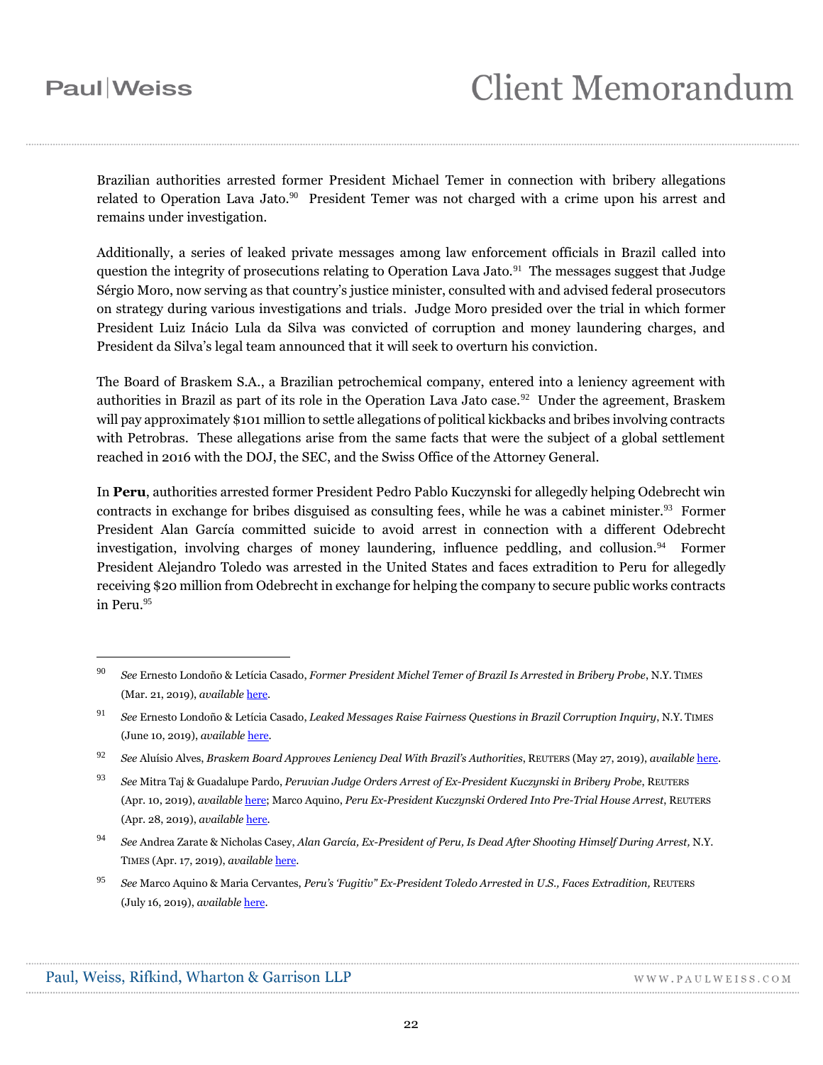Brazilian authorities arrested former President Michael Temer in connection with bribery allegations related to Operation Lava Jato.[90] President Temer was not charged with a crime upon his arrest and remains under investigation.

Additionally, a series of leaked private messages among law enforcement officials in Brazil called into question the integrity of prosecutions relating to Operation Lava Jato.[91] The messages suggest that Judge Sérgio Moro, now serving as that country's justice minister, consulted with and advised federal prosecutors on strategy during various investigations and trials. Judge Moro presided over the trial in which former President Luiz Inácio Lula da Silva was convicted of corruption and money laundering charges, and President da Silva's legal team announced that it will seek to overturn his conviction.

The Board of Braskem S.A., a Brazilian petrochemical company, entered into a leniency agreement with authorities in Brazil as part of its role in the Operation Lava Jato case.[92] Under the agreement, Braskem will pay approximately $101 million to settle allegations of political kickbacks and bribes involving contracts with Petrobras. These allegations arise from the same facts that were the subject of a global settlement reached in 2016 with the DOJ, the SEC, and the Swiss Office of the Attorney General.

In **Peru**, authorities arrested former President Pedro Pablo Kuczynski for allegedly helping Odebrecht win contracts in exchange for bribes disguised as consulting fees, while he was a cabinet minister.[93] Former President Alan García committed suicide to avoid arrest in connection with a different Odebrecht investigation, involving charges of money laundering, influence peddling, and collusion.[94] Former President Alejandro Toledo was arrested in the United States and faces extradition to Peru for allegedly receiving $20 million from Odebrecht in exchange for helping the company to secure public works contracts in Peru.[95]

---

[90] *See* Ernesto Londoño & Letícia Casado, *Former President Michel Temer of Brazil Is Arrested in Bribery Probe*, N.Y. TIMES (Mar. 21, 2019), *available* here.

[91] *See* Ernesto Londoño & Letícia Casado, *Leaked Messages Raise Fairness Questions in Brazil Corruption Inquiry*, N.Y. TIMES (June 10, 2019), *available* here.

[92] *See* Aluísio Alves, *Braskem Board Approves Leniency Deal With Brazil's Authorities*, REUTERS (May 27, 2019), *available* here.

[93] *See* Mitra Taj & Guadalupe Pardo, *Peruvian Judge Orders Arrest of Ex-President Kuczynski in Bribery Probe*, REUTERS (Apr. 10, 2019), *available* here; Marco Aquino, *Peru Ex-President Kuczynski Ordered Into Pre-Trial House Arrest*, REUTERS (Apr. 28, 2019), *available* here.

[94] *See* Andrea Zarate & Nicholas Casey, *Alan García, Ex-President of Peru, Is Dead After Shooting Himself During Arrest,* N.Y. TIMES (Apr. 17, 2019), *available* here.

[95] *See* Marco Aquino & Maria Cervantes, *Peru's 'Fugitiv" Ex-President Toledo Arrested in U.S., Faces Extradition,* REUTERS (July 16, 2019), *available* here.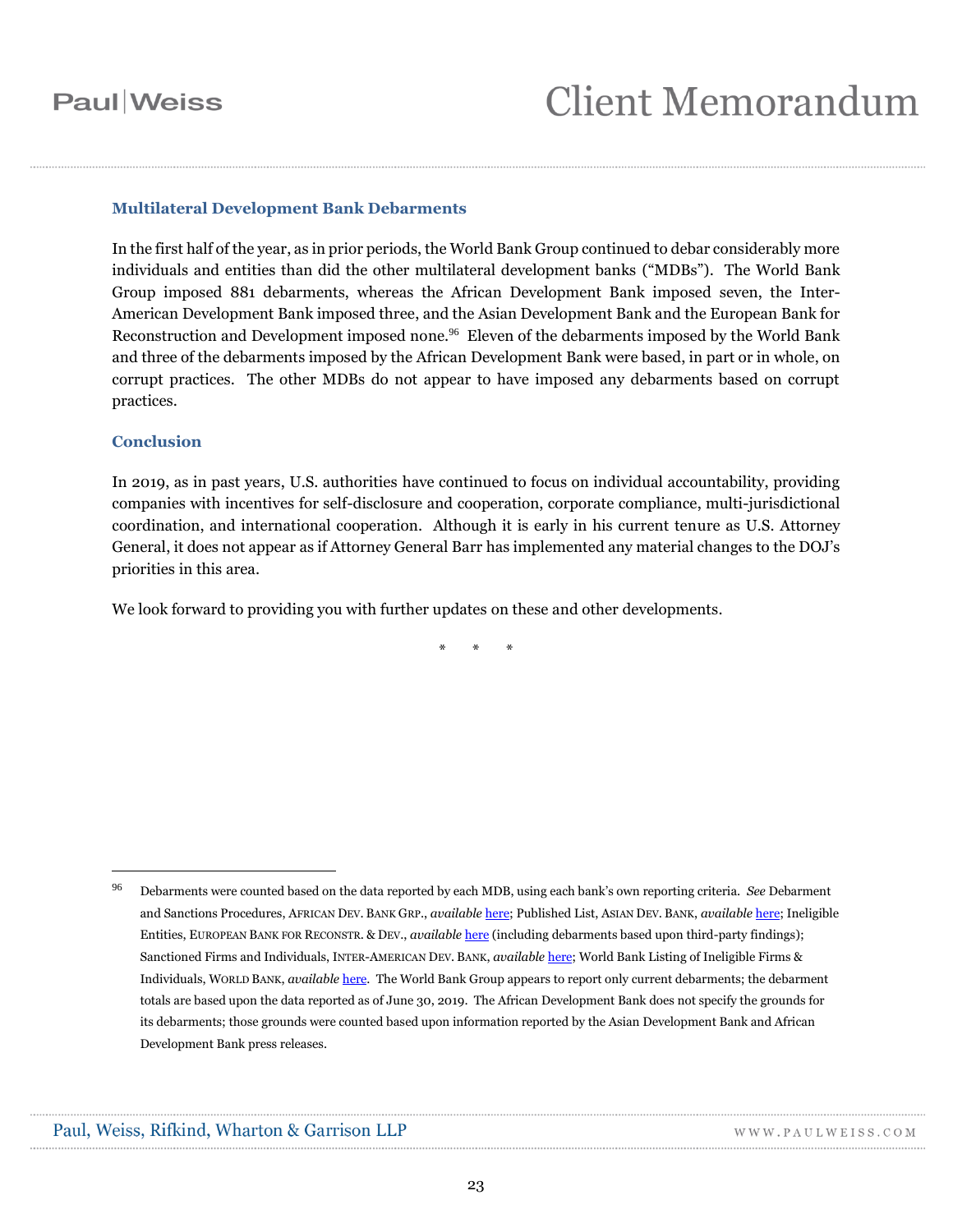### Multilateral Development Bank Debarments

In the first half of the year, as in prior periods, the World Bank Group continued to debar considerably more individuals and entities than did the other multilateral development banks ("MDBs"). The World Bank Group imposed 881 debarments, whereas the African Development Bank imposed seven, the Inter-American Development Bank imposed three, and the Asian Development Bank and the European Bank for Reconstruction and Development imposed none.[96] Eleven of the debarments imposed by the World Bank and three of the debarments imposed by the African Development Bank were based, in part or in whole, on corrupt practices. The other MDBs do not appear to have imposed any debarments based on corrupt practices.

### Conclusion

In 2019, as in past years, U.S. authorities have continued to focus on individual accountability, providing companies with incentives for self-disclosure and cooperation, corporate compliance, multi-jurisdictional coordination, and international cooperation. Although it is early in his current tenure as U.S. Attorney General, it does not appear as if Attorney General Barr has implemented any material changes to the DOJ's priorities in this area.

We look forward to providing you with further updates on these and other developments.

\* \* \*

---

[96] Debarments were counted based on the data reported by each MDB, using each bank's own reporting criteria. *See* Debarment and Sanctions Procedures, AFRICAN DEV. BANK GRP., *available* here; Published List, ASIAN DEV. BANK, *available* here; Ineligible Entities, EUROPEAN BANK FOR RECONSTR. & DEV., *available* here (including debarments based upon third-party findings); Sanctioned Firms and Individuals, INTER-AMERICAN DEV. BANK, *available* here; World Bank Listing of Ineligible Firms & Individuals, WORLD BANK, *available* here. The World Bank Group appears to report only current debarments; the debarment totals are based upon the data reported as of June 30, 2019. The African Development Bank does not specify the grounds for its debarments; those grounds were counted based upon information reported by the Asian Development Bank and African Development Bank press releases.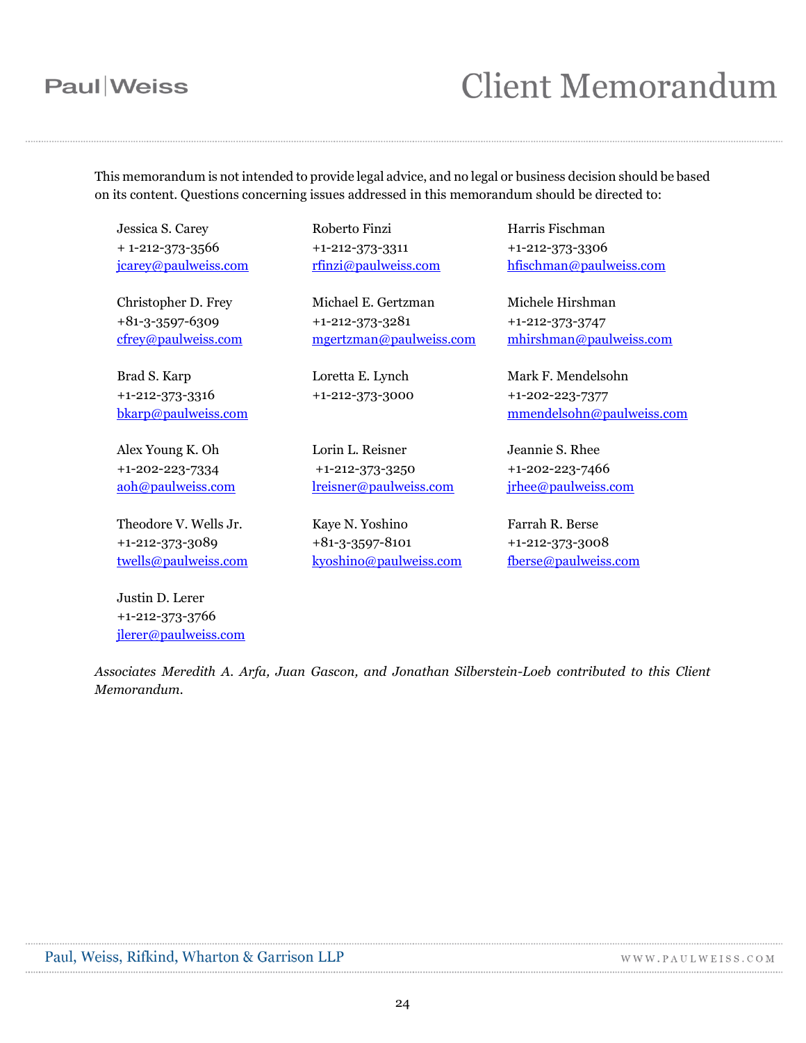This memorandum is not intended to provide legal advice, and no legal or business decision should be based on its content. Questions concerning issues addressed in this memorandum should be directed to:

Jessica S. Carey
+ 1-212-373-3566
jcarey@paulweiss.com

Roberto Finzi
+1-212-373-3311
rfinzi@paulweiss.com

Harris Fischman
+1-212-373-3306
hfischman@paulweiss.com

Christopher D. Frey
+81-3-3597-6309
cfrey@paulweiss.com

Michael E. Gertzman
+1-212-373-3281
mgertzman@paulweiss.com

Michele Hirshman
+1-212-373-3747
mhirshman@paulweiss.com

Brad S. Karp
+1-212-373-3316
bkarp@paulweiss.com

Loretta E. Lynch
+1-212-373-3000

Mark F. Mendelsohn
+1-202-223-7377
mmendelsohn@paulweiss.com

Alex Young K. Oh
+1-202-223-7334
aoh@paulweiss.com

Lorin L. Reisner
+1-212-373-3250
lreisner@paulweiss.com

Jeannie S. Rhee
+1-202-223-7466
jrhee@paulweiss.com

Theodore V. Wells Jr.
+1-212-373-3089
twells@paulweiss.com

Kaye N. Yoshino
+81-3-3597-8101
kyoshino@paulweiss.com

Farrah R. Berse
+1-212-373-3008
fberse@paulweiss.com

Justin D. Lerer
+1-212-373-3766
jlerer@paulweiss.com

*Associates Meredith A. Arfa, Juan Gascon, and Jonathan Silberstein-Loeb contributed to this Client Memorandum.*